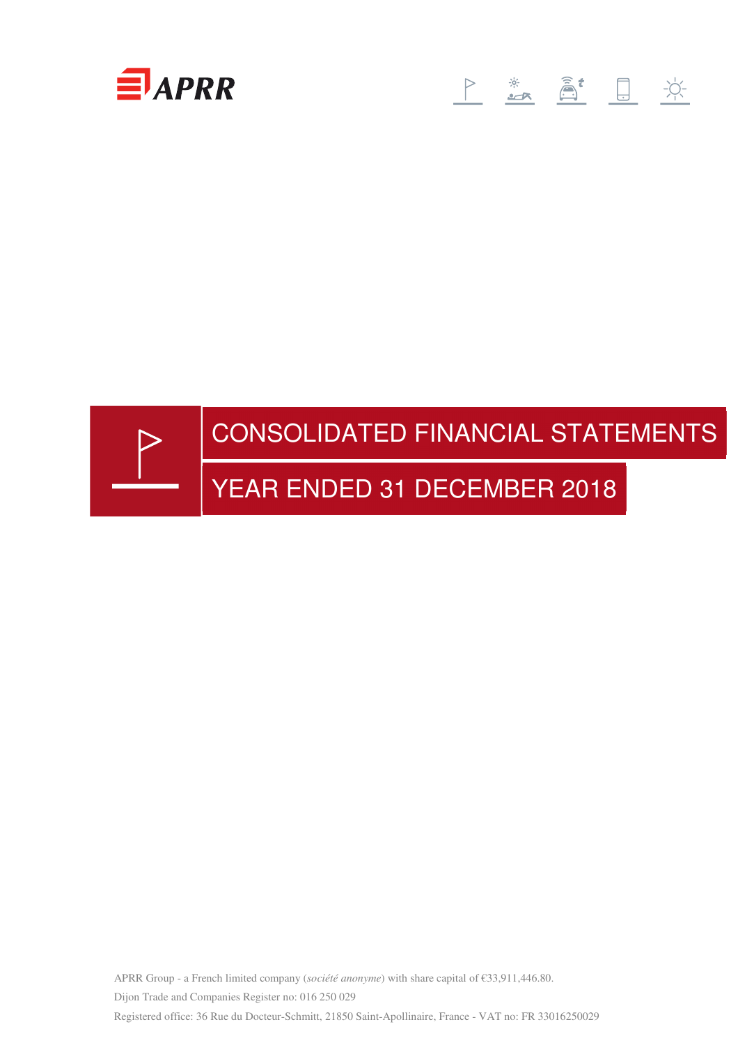APRR

# CONSOLIDATED FINANCIAL STATEMENTS

# YEAR ENDED 31 DECEMBER 2018

APRR Group - a French limited company (*société anonyme*) with share capital of €33,911,446.80.

Dijon Trade and Companies Register no: 016 250 029

Registered office: 36 Rue du Docteur-Schmitt, 21850 Saint-Apollinaire, France - VAT no: FR 33016250029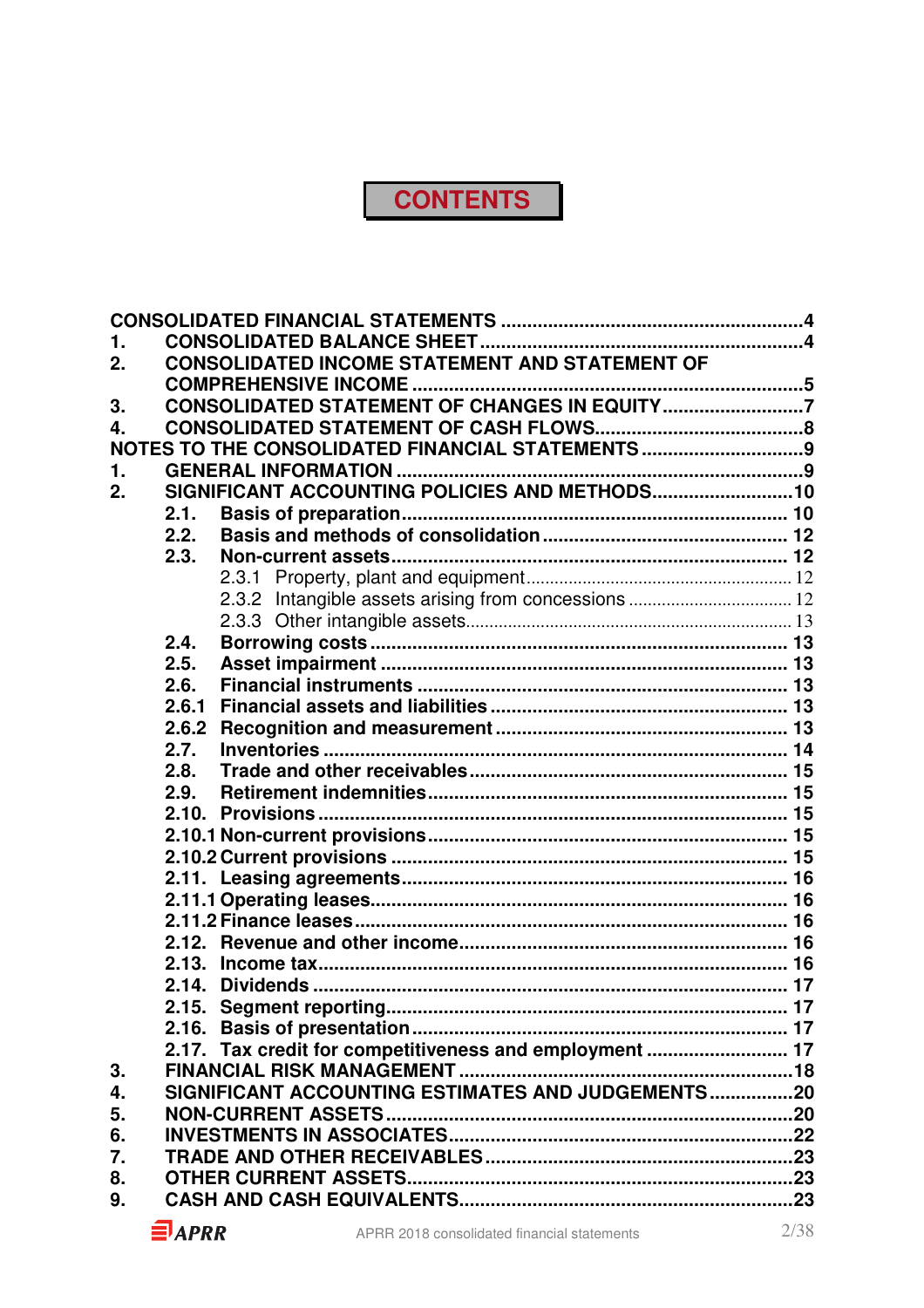# CONTENTS

CONSOLIDATED FINANCIAL STATEMENTS ....................................................... 4
1. CONSOLIDATED BALANCE SHEET ....................................................... 4
2. CONSOLIDATED INCOME STATEMENT AND STATEMENT OF COMPREHENSIVE INCOME ....................................................... 5
3. CONSOLIDATED STATEMENT OF CHANGES IN EQUITY ....................................................... 7
4. CONSOLIDATED STATEMENT OF CASH FLOWS ....................................................... 8

NOTES TO THE CONSOLIDATED FINANCIAL STATEMENTS ....................................................... 9
1. GENERAL INFORMATION ....................................................... 9
2. SIGNIFICANT ACCOUNTING POLICIES AND METHODS ....................................................... 10
   - 2.1. Basis of preparation ....................................................... 10
   - 2.2. Basis and methods of consolidation ....................................................... 12
   - 2.3. Non-current assets ....................................................... 12
     - 2.3.1 Property, plant and equipment ....................................................... 12
     - 2.3.2 Intangible assets arising from concessions ....................................................... 12
     - 2.3.3 Other intangible assets ....................................................... 13
   - 2.4. Borrowing costs ....................................................... 13
   - 2.5. Asset impairment ....................................................... 13
   - 2.6. Financial instruments ....................................................... 13
   - 2.6.1 Financial assets and liabilities ....................................................... 13
   - 2.6.2 Recognition and measurement ....................................................... 13
   - 2.7. Inventories ....................................................... 14
   - 2.8. Trade and other receivables ....................................................... 15
   - 2.9. Retirement indemnities ....................................................... 15
   - 2.10. Provisions ....................................................... 15
   - 2.10.1 Non-current provisions ....................................................... 15
   - 2.10.2 Current provisions ....................................................... 15
   - 2.11. Leasing agreements ....................................................... 16
   - 2.11.1 Operating leases ....................................................... 16
   - 2.11.2 Finance leases ....................................................... 16
   - 2.12. Revenue and other income ....................................................... 16
   - 2.13. Income tax ....................................................... 16
   - 2.14. Dividends ....................................................... 17
   - 2.15. Segment reporting ....................................................... 17
   - 2.16. Basis of presentation ....................................................... 17
   - 2.17. Tax credit for competitiveness and employment ....................................................... 17
3. FINANCIAL RISK MANAGEMENT ....................................................... 18
4. SIGNIFICANT ACCOUNTING ESTIMATES AND JUDGEMENTS ....................................................... 20
5. NON-CURRENT ASSETS ....................................................... 20
6. INVESTMENTS IN ASSOCIATES ....................................................... 22
7. TRADE AND OTHER RECEIVABLES ....................................................... 23
8. OTHER CURRENT ASSETS ....................................................... 23
9. CASH AND CASH EQUIVALENTS ....................................................... 23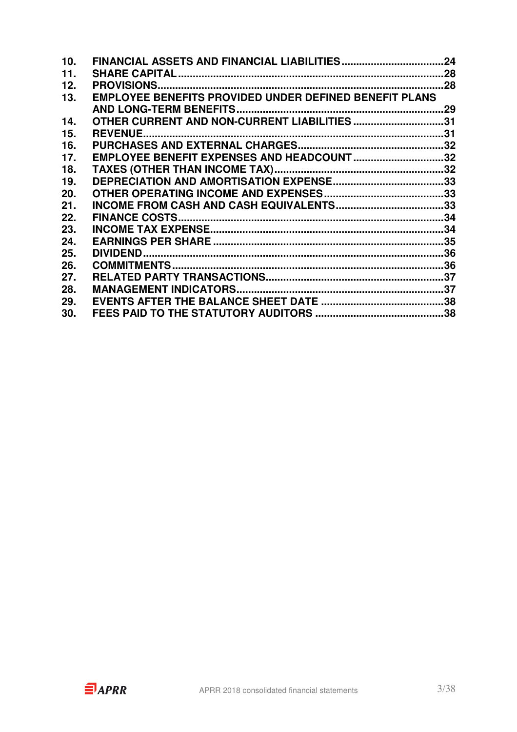10. FINANCIAL ASSETS AND FINANCIAL LIABILITIES .......... 24
11. SHARE CAPITAL .......... 28
12. PROVISIONS .......... 28
13. EMPLOYEE BENEFITS PROVIDED UNDER DEFINED BENEFIT PLANS AND LONG-TERM BENEFITS .......... 29
14. OTHER CURRENT AND NON-CURRENT LIABILITIES .......... 31
15. REVENUE .......... 31
16. PURCHASES AND EXTERNAL CHARGES .......... 32
17. EMPLOYEE BENEFIT EXPENSES AND HEADCOUNT .......... 32
18. TAXES (OTHER THAN INCOME TAX) .......... 32
19. DEPRECIATION AND AMORTISATION EXPENSE .......... 33
20. OTHER OPERATING INCOME AND EXPENSES .......... 33
21. INCOME FROM CASH AND CASH EQUIVALENTS .......... 33
22. FINANCE COSTS .......... 34
23. INCOME TAX EXPENSE .......... 34
24. EARNINGS PER SHARE .......... 35
25. DIVIDEND .......... 36
26. COMMITMENTS .......... 36
27. RELATED PARTY TRANSACTIONS .......... 37
28. MANAGEMENT INDICATORS .......... 37
29. EVENTS AFTER THE BALANCE SHEET DATE .......... 38
30. FEES PAID TO THE STATUTORY AUDITORS .......... 38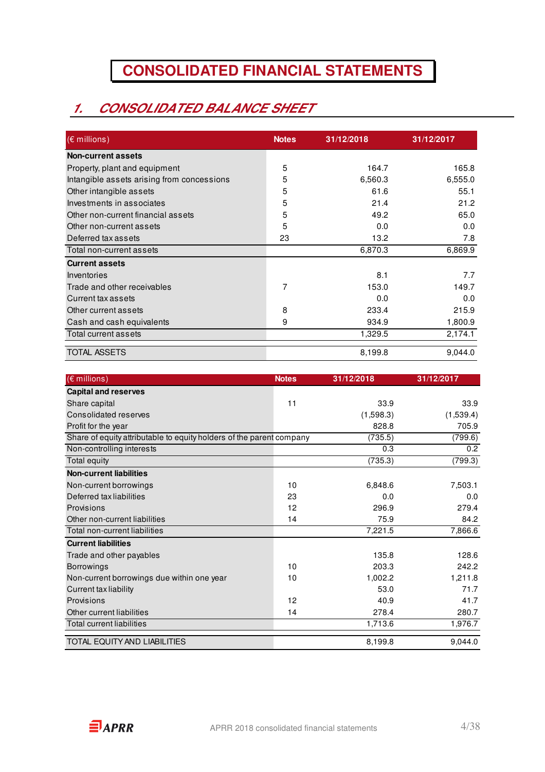# CONSOLIDATED FINANCIAL STATEMENTS

## 1. CONSOLIDATED BALANCE SHEET

| (€ millions) | Notes | 31/12/2018 | 31/12/2017 |
|---|---|---|---|
| **Non-current assets** | | | |
| Property, plant and equipment | 5 | 164.7 | 165.8 |
| Intangible assets arising from concessions | 5 | 6,560.3 | 6,555.0 |
| Other intangible assets | 5 | 61.6 | 55.1 |
| Investments in associates | 5 | 21.4 | 21.2 |
| Other non-current financial assets | 5 | 49.2 | 65.0 |
| Other non-current assets | 5 | 0.0 | 0.0 |
| Deferred tax assets | 23 | 13.2 | 7.8 |
| Total non-current assets | | 6,870.3 | 6,869.9 |
| **Current assets** | | | |
| Inventories | | 8.1 | 7.7 |
| Trade and other receivables | 7 | 153.0 | 149.7 |
| Current tax assets | | 0.0 | 0.0 |
| Other current assets | 8 | 233.4 | 215.9 |
| Cash and cash equivalents | 9 | 934.9 | 1,800.9 |
| Total current assets | | 1,329.5 | 2,174.1 |
| TOTAL ASSETS | | 8,199.8 | 9,044.0 |

| (€ millions) | Notes | 31/12/2018 | 31/12/2017 |
|---|---|---|---|
| **Capital and reserves** | | | |
| Share capital | 11 | 33.9 | 33.9 |
| Consolidated reserves | | (1,598.3) | (1,539.4) |
| Profit for the year | | 828.8 | 705.9 |
| Share of equity attributable to equity holders of the parent company | | (735.5) | (799.6) |
| Non-controlling interests | | 0.3 | 0.2 |
| Total equity | | (735.3) | (799.3) |
| **Non-current liabilities** | | | |
| Non-current borrowings | 10 | 6,848.6 | 7,503.1 |
| Deferred tax liabilities | 23 | 0.0 | 0.0 |
| Provisions | 12 | 296.9 | 279.4 |
| Other non-current liabilities | 14 | 75.9 | 84.2 |
| Total non-current liabilities | | 7,221.5 | 7,866.6 |
| **Current liabilities** | | | |
| Trade and other payables | | 135.8 | 128.6 |
| Borrowings | 10 | 203.3 | 242.2 |
| Non-current borrowings due within one year | 10 | 1,002.2 | 1,211.8 |
| Current tax liability | | 53.0 | 71.7 |
| Provisions | 12 | 40.9 | 41.7 |
| Other current liabilities | 14 | 278.4 | 280.7 |
| Total current liabilities | | 1,713.6 | 1,976.7 |
| TOTAL EQUITY AND LIABILITIES | | 8,199.8 | 9,044.0 |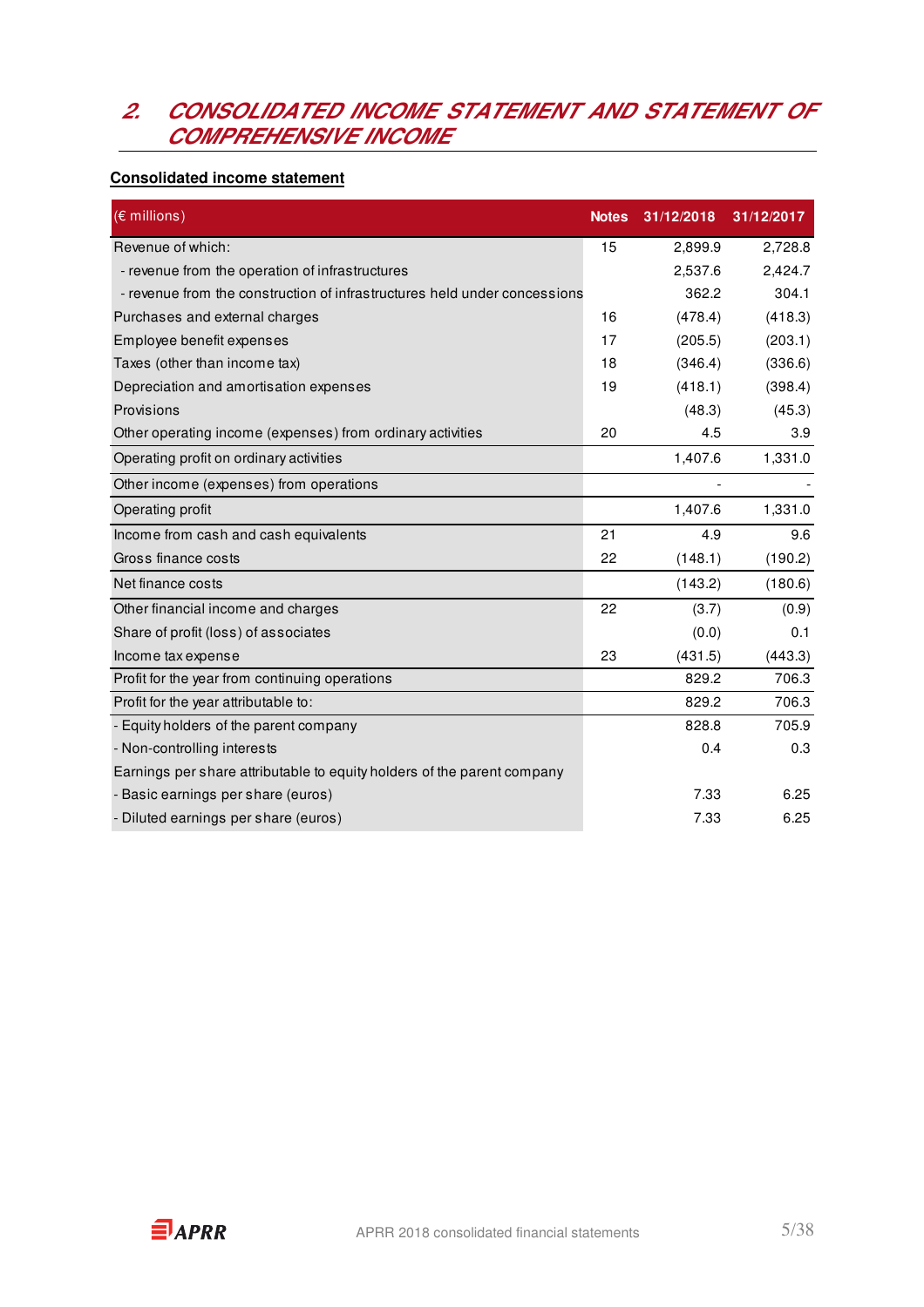## 2. CONSOLIDATED INCOME STATEMENT AND STATEMENT OF COMPREHENSIVE INCOME

**Consolidated income statement**

| (€ millions) | Notes | 31/12/2018 | 31/12/2017 |
|---|---|---|---|
| Revenue of which: | 15 | 2,899.9 | 2,728.8 |
| - revenue from the operation of infrastructures | | 2,537.6 | 2,424.7 |
| - revenue from the construction of infrastructures held under concessions | | 362.2 | 304.1 |
| Purchases and external charges | 16 | (478.4) | (418.3) |
| Employee benefit expenses | 17 | (205.5) | (203.1) |
| Taxes (other than income tax) | 18 | (346.4) | (336.6) |
| Depreciation and amortisation expenses | 19 | (418.1) | (398.4) |
| Provisions | | (48.3) | (45.3) |
| Other operating income (expenses) from ordinary activities | 20 | 4.5 | 3.9 |
| Operating profit on ordinary activities | | 1,407.6 | 1,331.0 |
| Other income (expenses) from operations | | - | - |
| Operating profit | | 1,407.6 | 1,331.0 |
| Income from cash and cash equivalents | 21 | 4.9 | 9.6 |
| Gross finance costs | 22 | (148.1) | (190.2) |
| Net finance costs | | (143.2) | (180.6) |
| Other financial income and charges | 22 | (3.7) | (0.9) |
| Share of profit (loss) of associates | | (0.0) | 0.1 |
| Income tax expense | 23 | (431.5) | (443.3) |
| Profit for the year from continuing operations | | 829.2 | 706.3 |
| Profit for the year attributable to: | | 829.2 | 706.3 |
| - Equity holders of the parent company | | 828.8 | 705.9 |
| - Non-controlling interests | | 0.4 | 0.3 |
| Earnings per share attributable to equity holders of the parent company | | | |
| - Basic earnings per share (euros) | | 7.33 | 6.25 |
| - Diluted earnings per share (euros) | | 7.33 | 6.25 |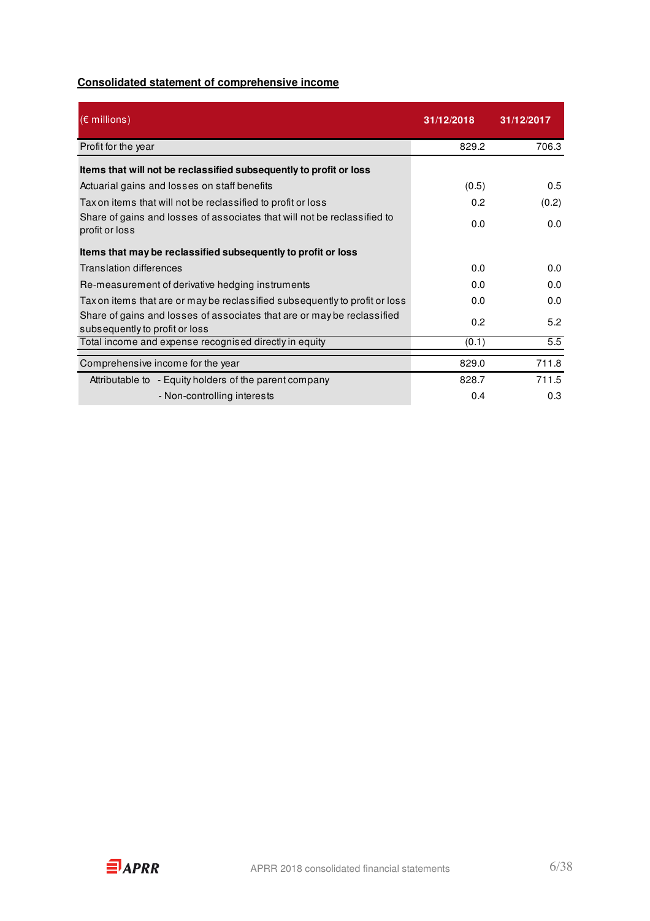**Consolidated statement of comprehensive income**

| (€ millions) | 31/12/2018 | 31/12/2017 |
|---|---|---|
| Profit for the year | 829.2 | 706.3 |
| **Items that will not be reclassified subsequently to profit or loss** | | |
| Actuarial gains and losses on staff benefits | (0.5) | 0.5 |
| Tax on items that will not be reclassified to profit or loss | 0.2 | (0.2) |
| Share of gains and losses of associates that will not be reclassified to profit or loss | 0.0 | 0.0 |
| **Items that may be reclassified subsequently to profit or loss** | | |
| Translation differences | 0.0 | 0.0 |
| Re-measurement of derivative hedging instruments | 0.0 | 0.0 |
| Tax on items that are or may be reclassified subsequently to profit or loss | 0.0 | 0.0 |
| Share of gains and losses of associates that are or may be reclassified subsequently to profit or loss | 0.2 | 5.2 |
| Total income and expense recognised directly in equity | (0.1) | 5.5 |
| Comprehensive income for the year | 829.0 | 711.8 |
| Attributable to - Equity holders of the parent company | 828.7 | 711.5 |
| - Non-controlling interests | 0.4 | 0.3 |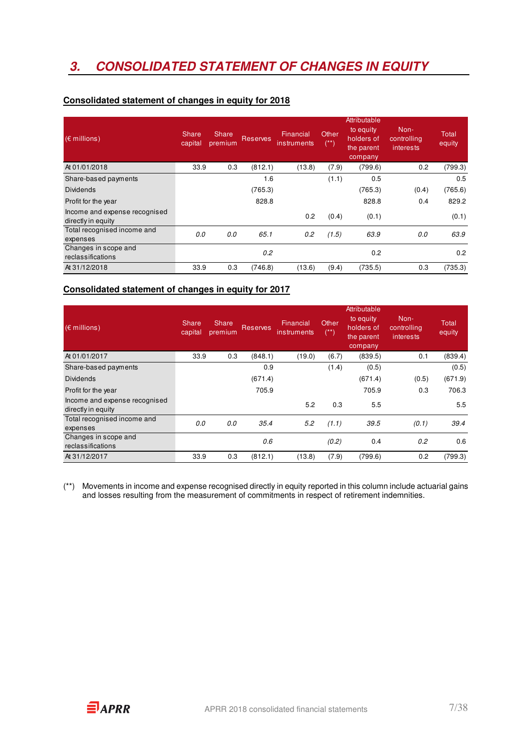# 3. CONSOLIDATED STATEMENT OF CHANGES IN EQUITY

**Consolidated statement of changes in equity for 2018**

| (€ millions) | Share capital | Share premium | Reserves | Financial instruments | Other (**) | Attributable to equity holders of the parent company | Non-controlling interests | Total equity |
|---|---|---|---|---|---|---|---|---|
| At 01/01/2018 | 33.9 | 0.3 | (812.1) | (13.8) | (7.9) | (799.6) | 0.2 | (799.3) |
| Share-based payments | | | 1.6 | | (1.1) | 0.5 | | 0.5 |
| Dividends | | | (765.3) | | | (765.3) | (0.4) | (765.6) |
| Profit for the year | | | 828.8 | | | 828.8 | 0.4 | 829.2 |
| Income and expense recognised directly in equity | | | | 0.2 | (0.4) | (0.1) | | (0.1) |
| *Total recognised income and expenses* | *0.0* | *0.0* | *65.1* | *0.2* | *(1.5)* | *63.9* | *0.0* | *63.9* |
| Changes in scope and reclassifications | | | *0.2* | | | 0.2 | | 0.2 |
| At 31/12/2018 | 33.9 | 0.3 | (746.8) | (13.6) | (9.4) | (735.5) | 0.3 | (735.3) |

**Consolidated statement of changes in equity for 2017**

| (€ millions) | Share capital | Share premium | Reserves | Financial instruments | Other (**) | Attributable to equity holders of the parent company | Non-controlling interests | Total equity |
|---|---|---|---|---|---|---|---|---|
| At 01/01/2017 | 33.9 | 0.3 | (848.1) | (19.0) | (6.7) | (839.5) | 0.1 | (839.4) |
| Share-based payments | | | 0.9 | | (1.4) | (0.5) | | (0.5) |
| Dividends | | | (671.4) | | | (671.4) | (0.5) | (671.9) |
| Profit for the year | | | 705.9 | | | 705.9 | 0.3 | 706.3 |
| Income and expense recognised directly in equity | | | | 5.2 | 0.3 | 5.5 | | 5.5 |
| *Total recognised income and expenses* | *0.0* | *0.0* | *35.4* | *5.2* | *(1.1)* | *39.5* | *(0.1)* | *39.4* |
| Changes in scope and reclassifications | | | *0.6* | | *(0.2)* | 0.4 | *0.2* | 0.6 |
| At 31/12/2017 | 33.9 | 0.3 | (812.1) | (13.8) | (7.9) | (799.6) | 0.2 | (799.3) |

(**) Movements in income and expense recognised directly in equity reported in this column include actuarial gains and losses resulting from the measurement of commitments in respect of retirement indemnities.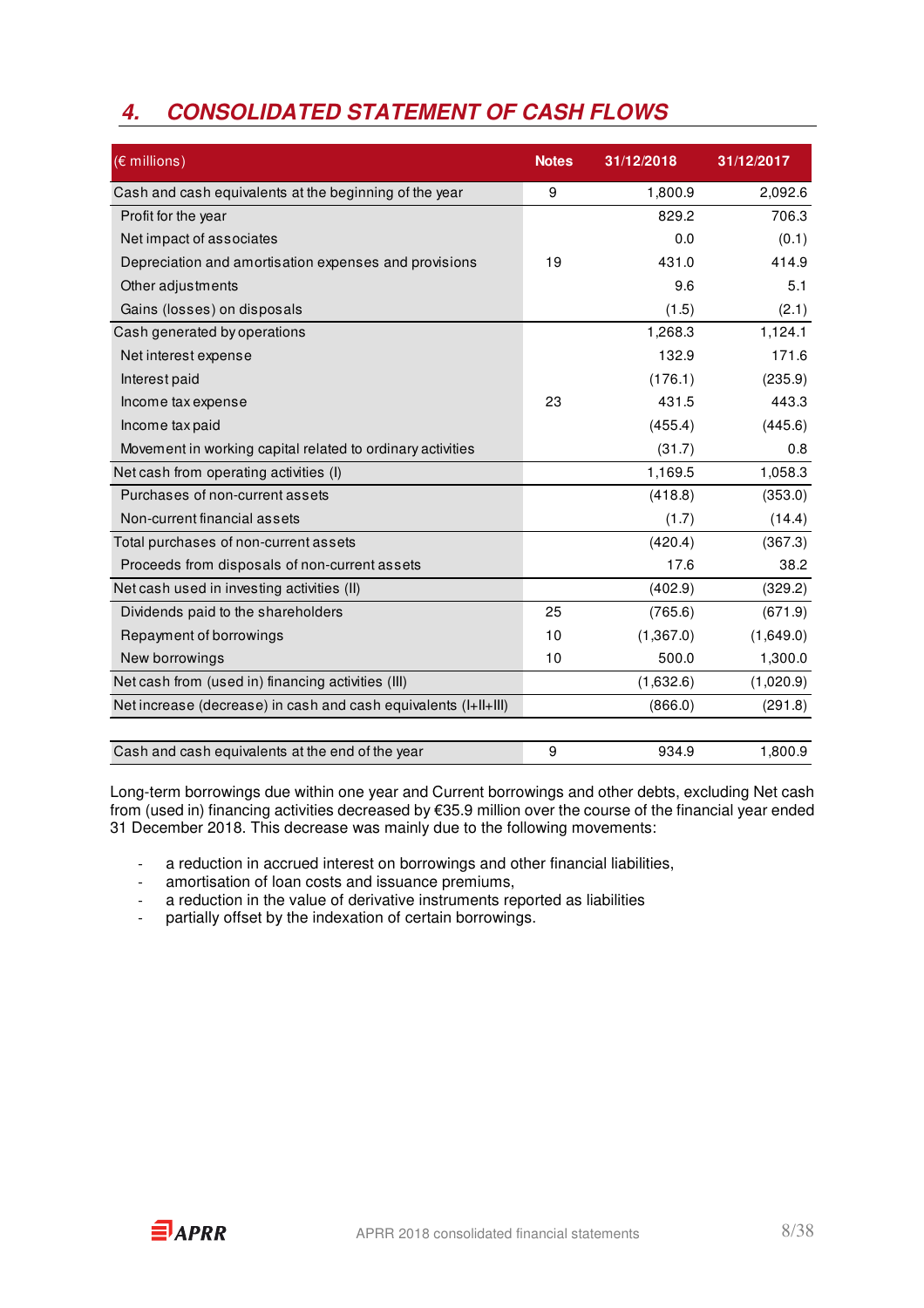## 4. CONSOLIDATED STATEMENT OF CASH FLOWS

| (€ millions) | Notes | 31/12/2018 | 31/12/2017 |
|---|---|---|---|
| Cash and cash equivalents at the beginning of the year | 9 | 1,800.9 | 2,092.6 |
| Profit for the year | | 829.2 | 706.3 |
| Net impact of associates | | 0.0 | (0.1) |
| Depreciation and amortisation expenses and provisions | 19 | 431.0 | 414.9 |
| Other adjustments | | 9.6 | 5.1 |
| Gains (losses) on disposals | | (1.5) | (2.1) |
| Cash generated by operations | | 1,268.3 | 1,124.1 |
| Net interest expense | | 132.9 | 171.6 |
| Interest paid | | (176.1) | (235.9) |
| Income tax expense | 23 | 431.5 | 443.3 |
| Income tax paid | | (455.4) | (445.6) |
| Movement in working capital related to ordinary activities | | (31.7) | 0.8 |
| Net cash from operating activities (I) | | 1,169.5 | 1,058.3 |
| Purchases of non-current assets | | (418.8) | (353.0) |
| Non-current financial assets | | (1.7) | (14.4) |
| Total purchases of non-current assets | | (420.4) | (367.3) |
| Proceeds from disposals of non-current assets | | 17.6 | 38.2 |
| Net cash used in investing activities (II) | | (402.9) | (329.2) |
| Dividends paid to the shareholders | 25 | (765.6) | (671.9) |
| Repayment of borrowings | 10 | (1,367.0) | (1,649.0) |
| New borrowings | 10 | 500.0 | 1,300.0 |
| Net cash from (used in) financing activities (III) | | (1,632.6) | (1,020.9) |
| Net increase (decrease) in cash and cash equivalents (I+II+III) | | (866.0) | (291.8) |
| | | | |
| Cash and cash equivalents at the end of the year | 9 | 934.9 | 1,800.9 |

Long-term borrowings due within one year and Current borrowings and other debts, excluding Net cash from (used in) financing activities decreased by €35.9 million over the course of the financial year ended 31 December 2018. This decrease was mainly due to the following movements:

- a reduction in accrued interest on borrowings and other financial liabilities,
- amortisation of loan costs and issuance premiums,
- a reduction in the value of derivative instruments reported as liabilities
- partially offset by the indexation of certain borrowings.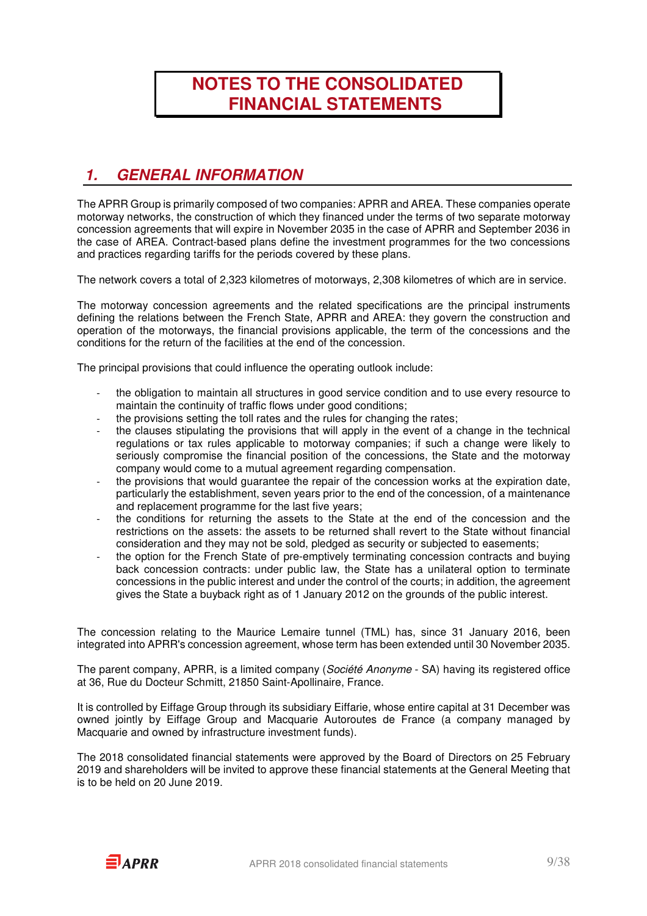# NOTES TO THE CONSOLIDATED FINANCIAL STATEMENTS

## 1. GENERAL INFORMATION

The APRR Group is primarily composed of two companies: APRR and AREA. These companies operate motorway networks, the construction of which they financed under the terms of two separate motorway concession agreements that will expire in November 2035 in the case of APRR and September 2036 in the case of AREA. Contract-based plans define the investment programmes for the two concessions and practices regarding tariffs for the periods covered by these plans.

The network covers a total of 2,323 kilometres of motorways, 2,308 kilometres of which are in service.

The motorway concession agreements and the related specifications are the principal instruments defining the relations between the French State, APRR and AREA: they govern the construction and operation of the motorways, the financial provisions applicable, the term of the concessions and the conditions for the return of the facilities at the end of the concession.

The principal provisions that could influence the operating outlook include:

- the obligation to maintain all structures in good service condition and to use every resource to maintain the continuity of traffic flows under good conditions;
- the provisions setting the toll rates and the rules for changing the rates;
- the clauses stipulating the provisions that will apply in the event of a change in the technical regulations or tax rules applicable to motorway companies; if such a change were likely to seriously compromise the financial position of the concessions, the State and the motorway company would come to a mutual agreement regarding compensation.
- the provisions that would guarantee the repair of the concession works at the expiration date, particularly the establishment, seven years prior to the end of the concession, of a maintenance and replacement programme for the last five years;
- the conditions for returning the assets to the State at the end of the concession and the restrictions on the assets: the assets to be returned shall revert to the State without financial consideration and they may not be sold, pledged as security or subjected to easements;
- the option for the French State of pre-emptively terminating concession contracts and buying back concession contracts: under public law, the State has a unilateral option to terminate concessions in the public interest and under the control of the courts; in addition, the agreement gives the State a buyback right as of 1 January 2012 on the grounds of the public interest.

The concession relating to the Maurice Lemaire tunnel (TML) has, since 31 January 2016, been integrated into APRR's concession agreement, whose term has been extended until 30 November 2035.

The parent company, APRR, is a limited company (*Société Anonyme* - SA) having its registered office at 36, Rue du Docteur Schmitt, 21850 Saint-Apollinaire, France.

It is controlled by Eiffage Group through its subsidiary Eiffarie, whose entire capital at 31 December was owned jointly by Eiffage Group and Macquarie Autoroutes de France (a company managed by Macquarie and owned by infrastructure investment funds).

The 2018 consolidated financial statements were approved by the Board of Directors on 25 February 2019 and shareholders will be invited to approve these financial statements at the General Meeting that is to be held on 20 June 2019.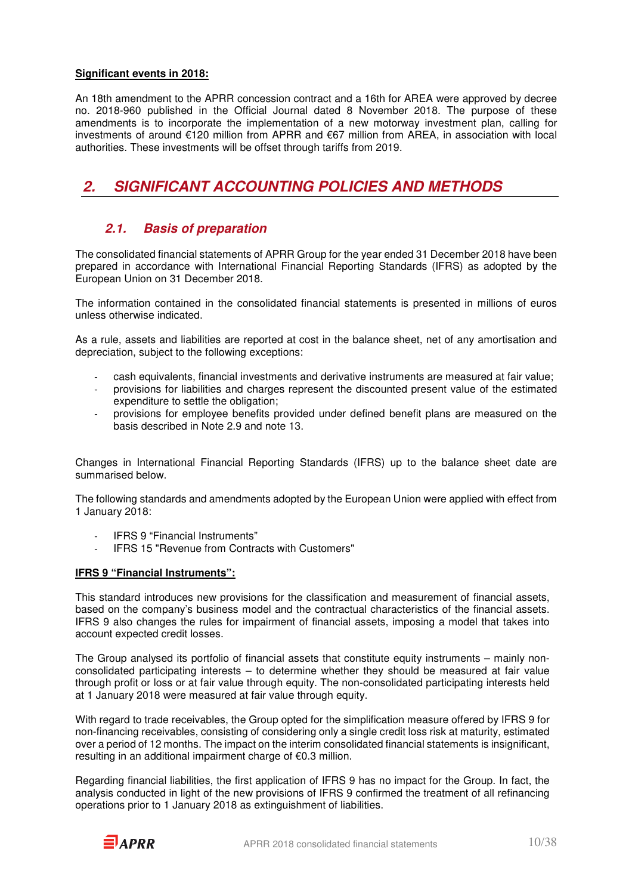**Significant events in 2018:**

An 18th amendment to the APRR concession contract and a 16th for AREA were approved by decree no. 2018-960 published in the Official Journal dated 8 November 2018. The purpose of these amendments is to incorporate the implementation of a new motorway investment plan, calling for investments of around €120 million from APRR and €67 million from AREA, in association with local authorities. These investments will be offset through tariffs from 2019.

# 2. SIGNIFICANT ACCOUNTING POLICIES AND METHODS

## 2.1. Basis of preparation

The consolidated financial statements of APRR Group for the year ended 31 December 2018 have been prepared in accordance with International Financial Reporting Standards (IFRS) as adopted by the European Union on 31 December 2018.

The information contained in the consolidated financial statements is presented in millions of euros unless otherwise indicated.

As a rule, assets and liabilities are reported at cost in the balance sheet, net of any amortisation and depreciation, subject to the following exceptions:

- cash equivalents, financial investments and derivative instruments are measured at fair value;
- provisions for liabilities and charges represent the discounted present value of the estimated expenditure to settle the obligation;
- provisions for employee benefits provided under defined benefit plans are measured on the basis described in Note 2.9 and note 13.

Changes in International Financial Reporting Standards (IFRS) up to the balance sheet date are summarised below.

The following standards and amendments adopted by the European Union were applied with effect from 1 January 2018:

- IFRS 9 “Financial Instruments”
- IFRS 15 "Revenue from Contracts with Customers"

**IFRS 9 “Financial Instruments”:**

This standard introduces new provisions for the classification and measurement of financial assets, based on the company’s business model and the contractual characteristics of the financial assets. IFRS 9 also changes the rules for impairment of financial assets, imposing a model that takes into account expected credit losses.

The Group analysed its portfolio of financial assets that constitute equity instruments – mainly non-consolidated participating interests – to determine whether they should be measured at fair value through profit or loss or at fair value through equity. The non-consolidated participating interests held at 1 January 2018 were measured at fair value through equity.

With regard to trade receivables, the Group opted for the simplification measure offered by IFRS 9 for non-financing receivables, consisting of considering only a single credit loss risk at maturity, estimated over a period of 12 months. The impact on the interim consolidated financial statements is insignificant, resulting in an additional impairment charge of €0.3 million.

Regarding financial liabilities, the first application of IFRS 9 has no impact for the Group. In fact, the analysis conducted in light of the new provisions of IFRS 9 confirmed the treatment of all refinancing operations prior to 1 January 2018 as extinguishment of liabilities.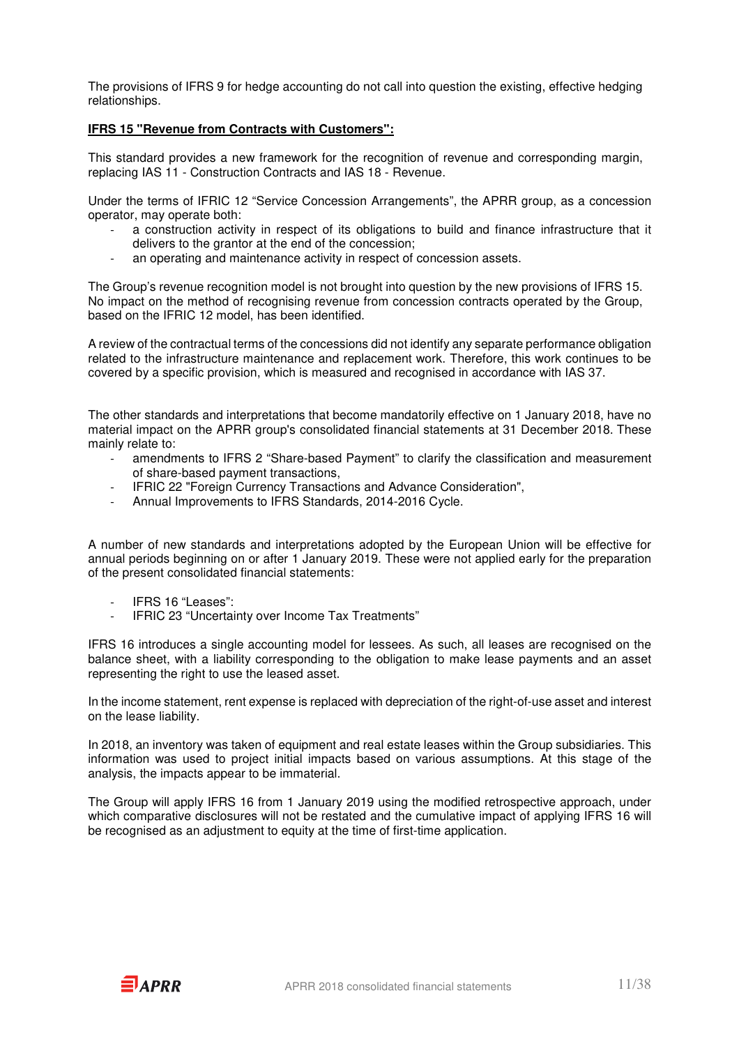The provisions of IFRS 9 for hedge accounting do not call into question the existing, effective hedging relationships.

**IFRS 15 "Revenue from Contracts with Customers":**

This standard provides a new framework for the recognition of revenue and corresponding margin, replacing IAS 11 - Construction Contracts and IAS 18 - Revenue.

Under the terms of IFRIC 12 "Service Concession Arrangements", the APRR group, as a concession operator, may operate both:

- a construction activity in respect of its obligations to build and finance infrastructure that it delivers to the grantor at the end of the concession;
- an operating and maintenance activity in respect of concession assets.

The Group's revenue recognition model is not brought into question by the new provisions of IFRS 15. No impact on the method of recognising revenue from concession contracts operated by the Group, based on the IFRIC 12 model, has been identified.

A review of the contractual terms of the concessions did not identify any separate performance obligation related to the infrastructure maintenance and replacement work. Therefore, this work continues to be covered by a specific provision, which is measured and recognised in accordance with IAS 37.

The other standards and interpretations that become mandatorily effective on 1 January 2018, have no material impact on the APRR group's consolidated financial statements at 31 December 2018. These mainly relate to:

- amendments to IFRS 2 "Share-based Payment" to clarify the classification and measurement of share-based payment transactions,
- IFRIC 22 "Foreign Currency Transactions and Advance Consideration",
- Annual Improvements to IFRS Standards, 2014-2016 Cycle.

A number of new standards and interpretations adopted by the European Union will be effective for annual periods beginning on or after 1 January 2019. These were not applied early for the preparation of the present consolidated financial statements:

- IFRS 16 "Leases":
- IFRIC 23 "Uncertainty over Income Tax Treatments"

IFRS 16 introduces a single accounting model for lessees. As such, all leases are recognised on the balance sheet, with a liability corresponding to the obligation to make lease payments and an asset representing the right to use the leased asset.

In the income statement, rent expense is replaced with depreciation of the right-of-use asset and interest on the lease liability.

In 2018, an inventory was taken of equipment and real estate leases within the Group subsidiaries. This information was used to project initial impacts based on various assumptions. At this stage of the analysis, the impacts appear to be immaterial.

The Group will apply IFRS 16 from 1 January 2019 using the modified retrospective approach, under which comparative disclosures will not be restated and the cumulative impact of applying IFRS 16 will be recognised as an adjustment to equity at the time of first-time application.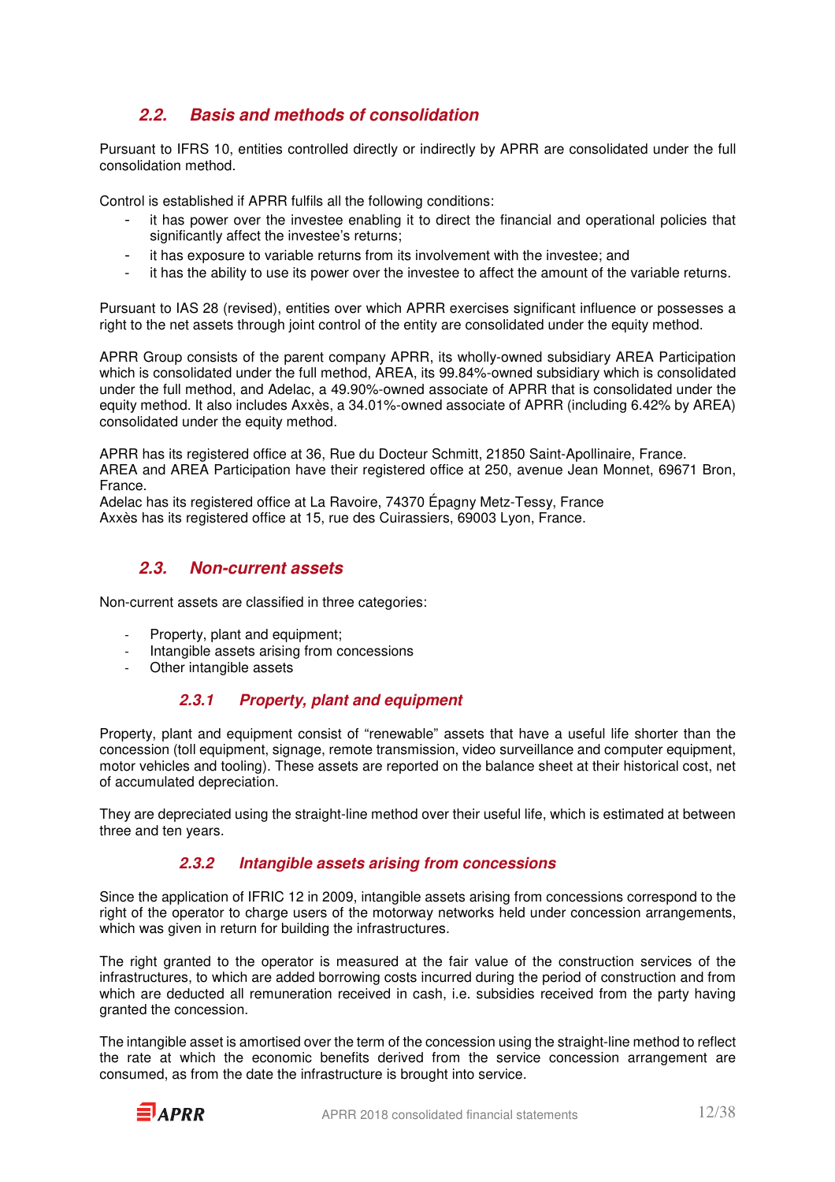## 2.2. Basis and methods of consolidation

Pursuant to IFRS 10, entities controlled directly or indirectly by APRR are consolidated under the full consolidation method.

Control is established if APRR fulfils all the following conditions:

- it has power over the investee enabling it to direct the financial and operational policies that significantly affect the investee's returns;
- it has exposure to variable returns from its involvement with the investee; and
- it has the ability to use its power over the investee to affect the amount of the variable returns.

Pursuant to IAS 28 (revised), entities over which APRR exercises significant influence or possesses a right to the net assets through joint control of the entity are consolidated under the equity method.

APRR Group consists of the parent company APRR, its wholly-owned subsidiary AREA Participation which is consolidated under the full method, AREA, its 99.84%-owned subsidiary which is consolidated under the full method, and Adelac, a 49.90%-owned associate of APRR that is consolidated under the equity method. It also includes Axxès, a 34.01%-owned associate of APRR (including 6.42% by AREA) consolidated under the equity method.

APRR has its registered office at 36, Rue du Docteur Schmitt, 21850 Saint-Apollinaire, France.
AREA and AREA Participation have their registered office at 250, avenue Jean Monnet, 69671 Bron, France.
Adelac has its registered office at La Ravoire, 74370 Épagny Metz-Tessy, France
Axxès has its registered office at 15, rue des Cuirassiers, 69003 Lyon, France.

## 2.3. Non-current assets

Non-current assets are classified in three categories:

- Property, plant and equipment;
- Intangible assets arising from concessions
- Other intangible assets

### 2.3.1 Property, plant and equipment

Property, plant and equipment consist of "renewable" assets that have a useful life shorter than the concession (toll equipment, signage, remote transmission, video surveillance and computer equipment, motor vehicles and tooling). These assets are reported on the balance sheet at their historical cost, net of accumulated depreciation.

They are depreciated using the straight-line method over their useful life, which is estimated at between three and ten years.

### 2.3.2 Intangible assets arising from concessions

Since the application of IFRIC 12 in 2009, intangible assets arising from concessions correspond to the right of the operator to charge users of the motorway networks held under concession arrangements, which was given in return for building the infrastructures.

The right granted to the operator is measured at the fair value of the construction services of the infrastructures, to which are added borrowing costs incurred during the period of construction and from which are deducted all remuneration received in cash, i.e. subsidies received from the party having granted the concession.

The intangible asset is amortised over the term of the concession using the straight-line method to reflect the rate at which the economic benefits derived from the service concession arrangement are consumed, as from the date the infrastructure is brought into service.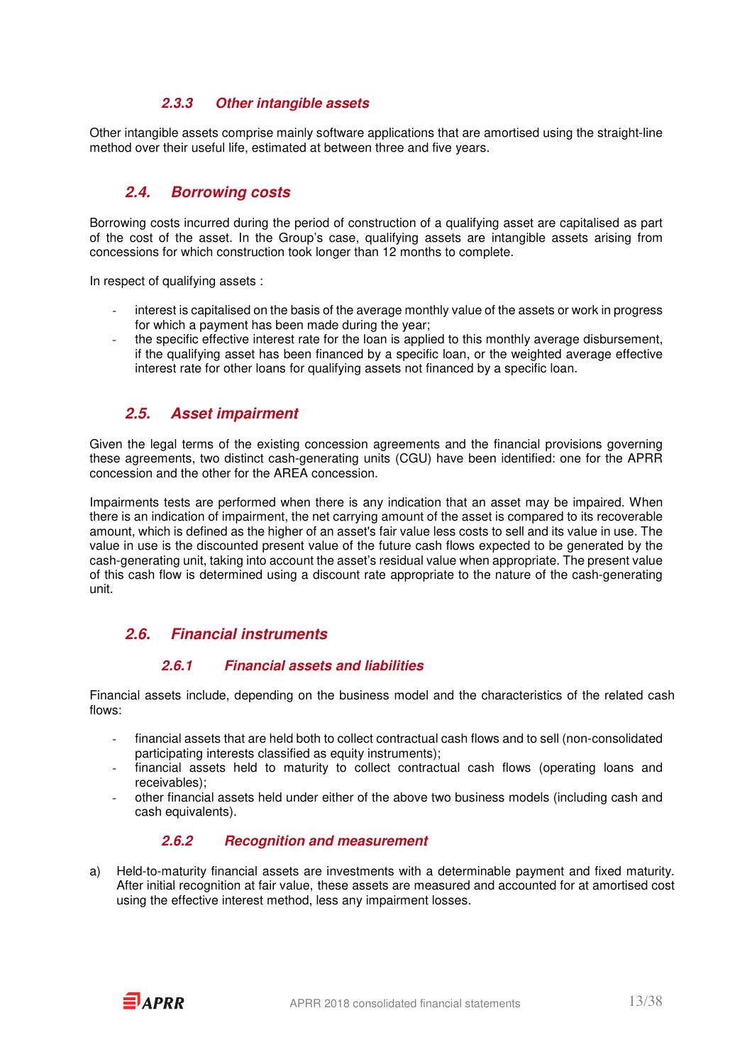#### 2.3.3 Other intangible assets

Other intangible assets comprise mainly software applications that are amortised using the straight-line method over their useful life, estimated at between three and five years.

### 2.4. Borrowing costs

Borrowing costs incurred during the period of construction of a qualifying asset are capitalised as part of the cost of the asset. In the Group's case, qualifying assets are intangible assets arising from concessions for which construction took longer than 12 months to complete.

In respect of qualifying assets :

- interest is capitalised on the basis of the average monthly value of the assets or work in progress for which a payment has been made during the year;
- the specific effective interest rate for the loan is applied to this monthly average disbursement, if the qualifying asset has been financed by a specific loan, or the weighted average effective interest rate for other loans for qualifying assets not financed by a specific loan.

### 2.5. Asset impairment

Given the legal terms of the existing concession agreements and the financial provisions governing these agreements, two distinct cash-generating units (CGU) have been identified: one for the APRR concession and the other for the AREA concession.

Impairments tests are performed when there is any indication that an asset may be impaired. When there is an indication of impairment, the net carrying amount of the asset is compared to its recoverable amount, which is defined as the higher of an asset's fair value less costs to sell and its value in use. The value in use is the discounted present value of the future cash flows expected to be generated by the cash-generating unit, taking into account the asset's residual value when appropriate. The present value of this cash flow is determined using a discount rate appropriate to the nature of the cash-generating unit.

### 2.6. Financial instruments

#### 2.6.1 Financial assets and liabilities

Financial assets include, depending on the business model and the characteristics of the related cash flows:

- financial assets that are held both to collect contractual cash flows and to sell (non-consolidated participating interests classified as equity instruments);
- financial assets held to maturity to collect contractual cash flows (operating loans and receivables);
- other financial assets held under either of the above two business models (including cash and cash equivalents).

#### 2.6.2 Recognition and measurement

a) Held-to-maturity financial assets are investments with a determinable payment and fixed maturity. After initial recognition at fair value, these assets are measured and accounted for at amortised cost using the effective interest method, less any impairment losses.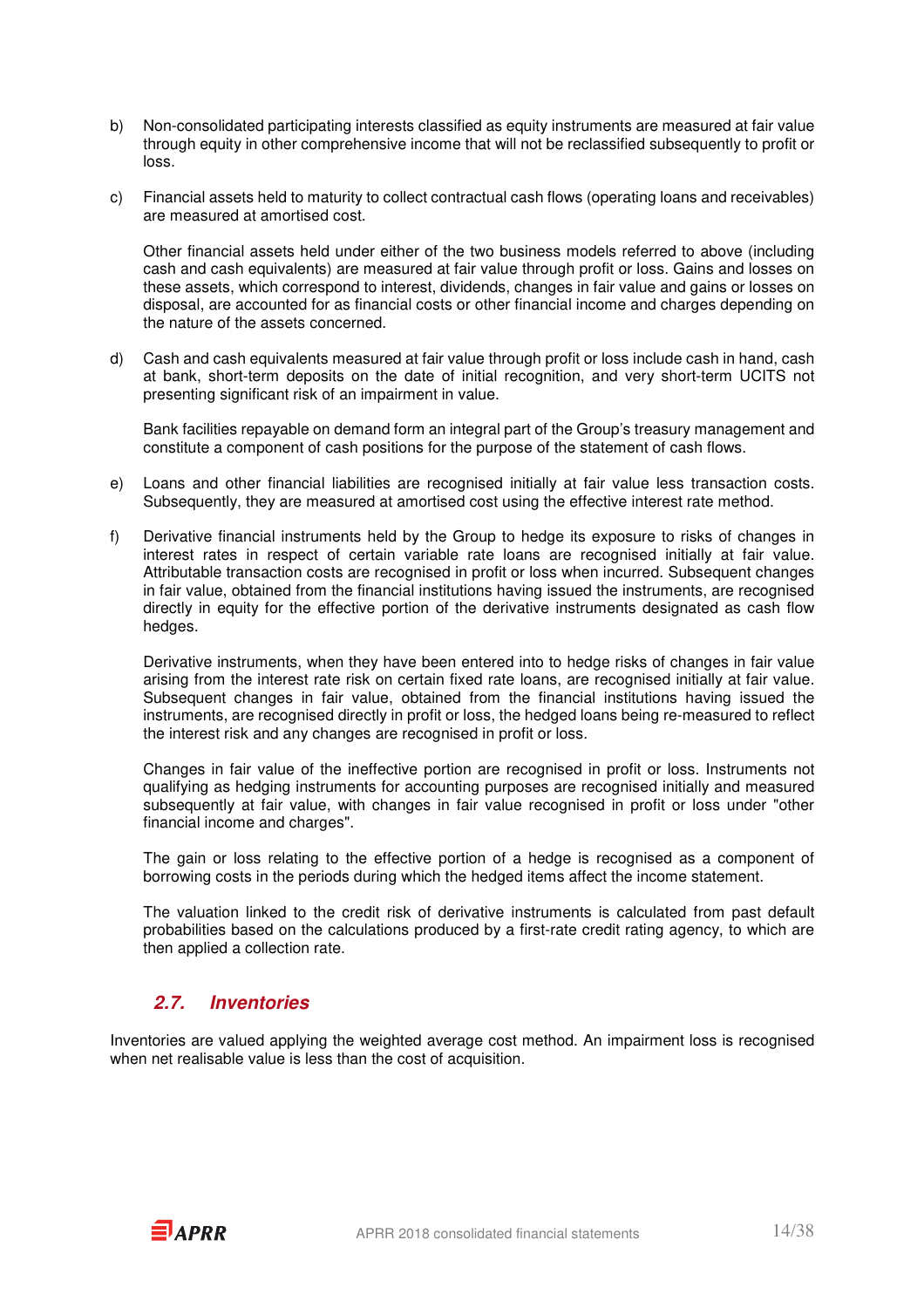b) Non-consolidated participating interests classified as equity instruments are measured at fair value through equity in other comprehensive income that will not be reclassified subsequently to profit or loss.

c) Financial assets held to maturity to collect contractual cash flows (operating loans and receivables) are measured at amortised cost.

   Other financial assets held under either of the two business models referred to above (including cash and cash equivalents) are measured at fair value through profit or loss. Gains and losses on these assets, which correspond to interest, dividends, changes in fair value and gains or losses on disposal, are accounted for as financial costs or other financial income and charges depending on the nature of the assets concerned.

d) Cash and cash equivalents measured at fair value through profit or loss include cash in hand, cash at bank, short-term deposits on the date of initial recognition, and very short-term UCITS not presenting significant risk of an impairment in value.

   Bank facilities repayable on demand form an integral part of the Group's treasury management and constitute a component of cash positions for the purpose of the statement of cash flows.

e) Loans and other financial liabilities are recognised initially at fair value less transaction costs. Subsequently, they are measured at amortised cost using the effective interest rate method.

f) Derivative financial instruments held by the Group to hedge its exposure to risks of changes in interest rates in respect of certain variable rate loans are recognised initially at fair value. Attributable transaction costs are recognised in profit or loss when incurred. Subsequent changes in fair value, obtained from the financial institutions having issued the instruments, are recognised directly in equity for the effective portion of the derivative instruments designated as cash flow hedges.

   Derivative instruments, when they have been entered into to hedge risks of changes in fair value arising from the interest rate risk on certain fixed rate loans, are recognised initially at fair value. Subsequent changes in fair value, obtained from the financial institutions having issued the instruments, are recognised directly in profit or loss, the hedged loans being re-measured to reflect the interest risk and any changes are recognised in profit or loss.

   Changes in fair value of the ineffective portion are recognised in profit or loss. Instruments not qualifying as hedging instruments for accounting purposes are recognised initially and measured subsequently at fair value, with changes in fair value recognised in profit or loss under "other financial income and charges".

   The gain or loss relating to the effective portion of a hedge is recognised as a component of borrowing costs in the periods during which the hedged items affect the income statement.

   The valuation linked to the credit risk of derivative instruments is calculated from past default probabilities based on the calculations produced by a first-rate credit rating agency, to which are then applied a collection rate.

## 2.7. Inventories

Inventories are valued applying the weighted average cost method. An impairment loss is recognised when net realisable value is less than the cost of acquisition.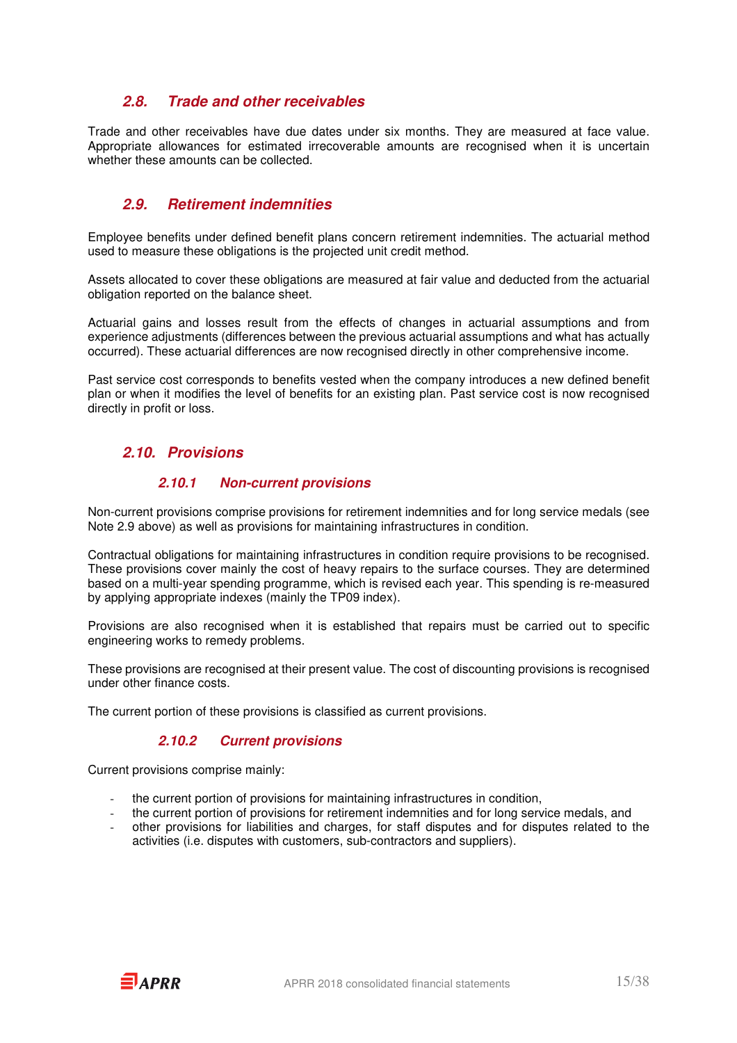## 2.8. Trade and other receivables

Trade and other receivables have due dates under six months. They are measured at face value. Appropriate allowances for estimated irrecoverable amounts are recognised when it is uncertain whether these amounts can be collected.

## 2.9. Retirement indemnities

Employee benefits under defined benefit plans concern retirement indemnities. The actuarial method used to measure these obligations is the projected unit credit method.

Assets allocated to cover these obligations are measured at fair value and deducted from the actuarial obligation reported on the balance sheet.

Actuarial gains and losses result from the effects of changes in actuarial assumptions and from experience adjustments (differences between the previous actuarial assumptions and what has actually occurred). These actuarial differences are now recognised directly in other comprehensive income.

Past service cost corresponds to benefits vested when the company introduces a new defined benefit plan or when it modifies the level of benefits for an existing plan. Past service cost is now recognised directly in profit or loss.

## 2.10. Provisions

### 2.10.1 Non-current provisions

Non-current provisions comprise provisions for retirement indemnities and for long service medals (see Note 2.9 above) as well as provisions for maintaining infrastructures in condition.

Contractual obligations for maintaining infrastructures in condition require provisions to be recognised. These provisions cover mainly the cost of heavy repairs to the surface courses. They are determined based on a multi-year spending programme, which is revised each year. This spending is re-measured by applying appropriate indexes (mainly the TP09 index).

Provisions are also recognised when it is established that repairs must be carried out to specific engineering works to remedy problems.

These provisions are recognised at their present value. The cost of discounting provisions is recognised under other finance costs.

The current portion of these provisions is classified as current provisions.

### 2.10.2 Current provisions

Current provisions comprise mainly:

- the current portion of provisions for maintaining infrastructures in condition,
- the current portion of provisions for retirement indemnities and for long service medals, and
- other provisions for liabilities and charges, for staff disputes and for disputes related to the activities (i.e. disputes with customers, sub-contractors and suppliers).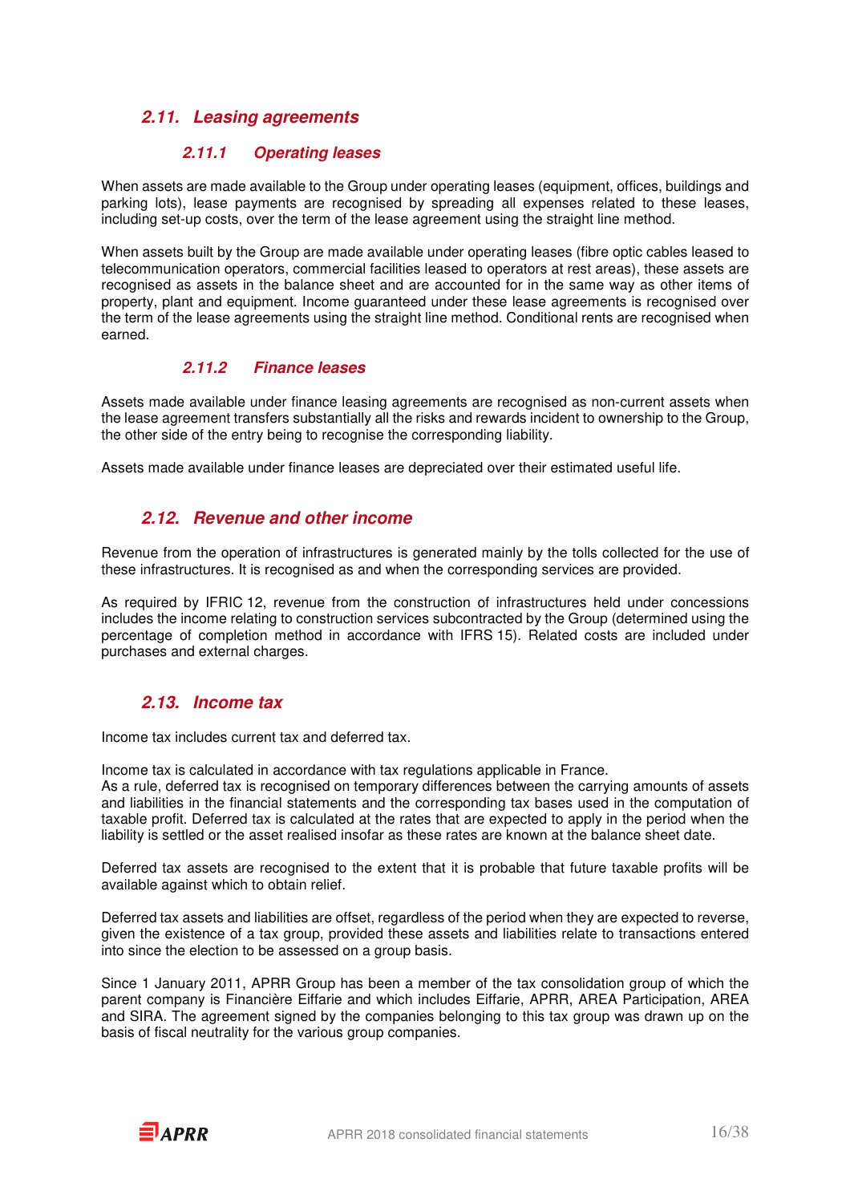## *2.11. Leasing agreements*

### *2.11.1 Operating leases*

When assets are made available to the Group under operating leases (equipment, offices, buildings and parking lots), lease payments are recognised by spreading all expenses related to these leases, including set-up costs, over the term of the lease agreement using the straight line method.

When assets built by the Group are made available under operating leases (fibre optic cables leased to telecommunication operators, commercial facilities leased to operators at rest areas), these assets are recognised as assets in the balance sheet and are accounted for in the same way as other items of property, plant and equipment. Income guaranteed under these lease agreements is recognised over the term of the lease agreements using the straight line method. Conditional rents are recognised when earned.

### *2.11.2 Finance leases*

Assets made available under finance leasing agreements are recognised as non-current assets when the lease agreement transfers substantially all the risks and rewards incident to ownership to the Group, the other side of the entry being to recognise the corresponding liability.

Assets made available under finance leases are depreciated over their estimated useful life.

## *2.12. Revenue and other income*

Revenue from the operation of infrastructures is generated mainly by the tolls collected for the use of these infrastructures. It is recognised as and when the corresponding services are provided.

As required by IFRIC 12, revenue from the construction of infrastructures held under concessions includes the income relating to construction services subcontracted by the Group (determined using the percentage of completion method in accordance with IFRS 15). Related costs are included under purchases and external charges.

## *2.13. Income tax*

Income tax includes current tax and deferred tax.

Income tax is calculated in accordance with tax regulations applicable in France.
As a rule, deferred tax is recognised on temporary differences between the carrying amounts of assets and liabilities in the financial statements and the corresponding tax bases used in the computation of taxable profit. Deferred tax is calculated at the rates that are expected to apply in the period when the liability is settled or the asset realised insofar as these rates are known at the balance sheet date.

Deferred tax assets are recognised to the extent that it is probable that future taxable profits will be available against which to obtain relief.

Deferred tax assets and liabilities are offset, regardless of the period when they are expected to reverse, given the existence of a tax group, provided these assets and liabilities relate to transactions entered into since the election to be assessed on a group basis.

Since 1 January 2011, APRR Group has been a member of the tax consolidation group of which the parent company is Financière Eiffarie and which includes Eiffarie, APRR, AREA Participation, AREA and SIRA. The agreement signed by the companies belonging to this tax group was drawn up on the basis of fiscal neutrality for the various group companies.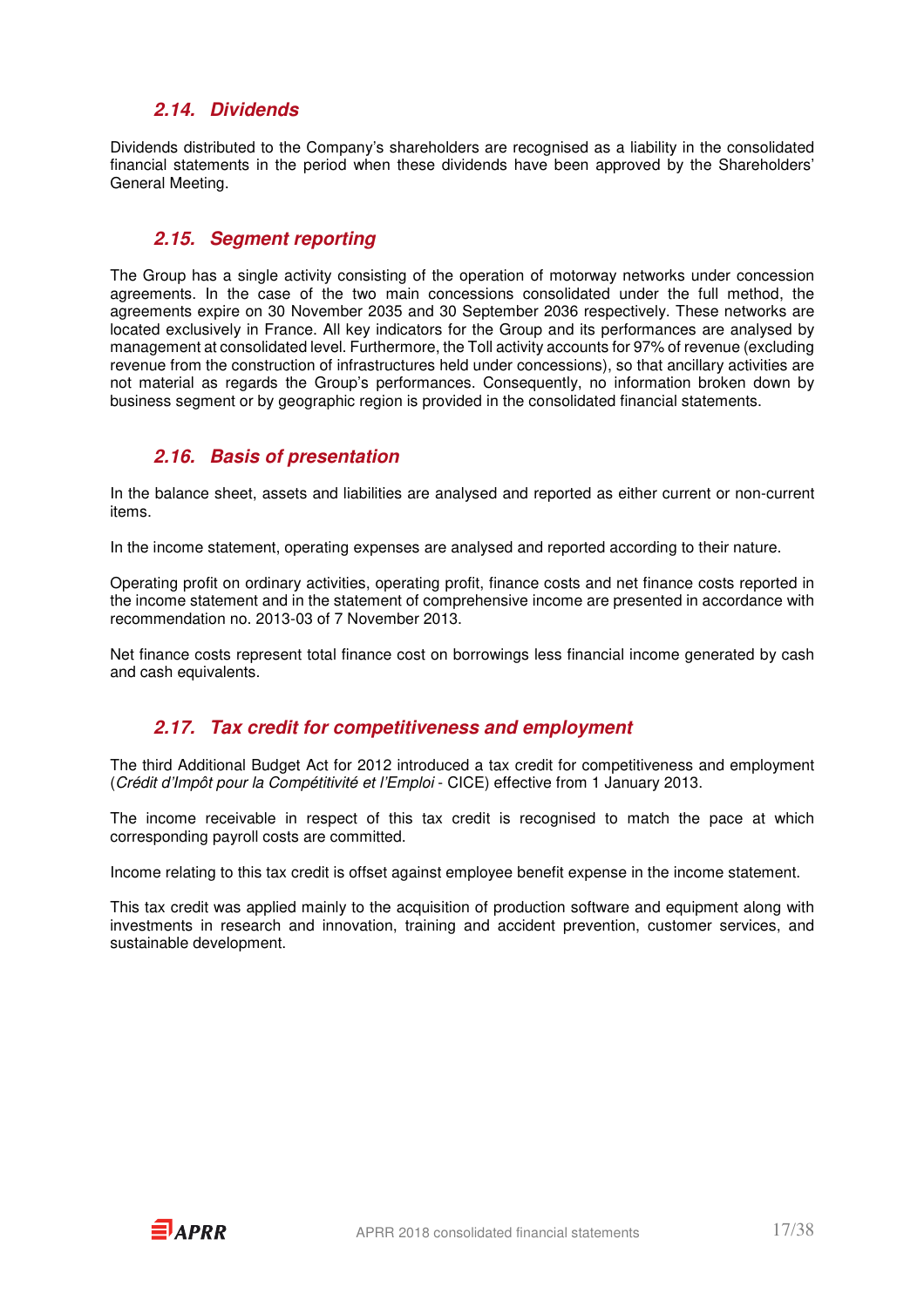### 2.14. Dividends

Dividends distributed to the Company's shareholders are recognised as a liability in the consolidated financial statements in the period when these dividends have been approved by the Shareholders' General Meeting.

### 2.15. Segment reporting

The Group has a single activity consisting of the operation of motorway networks under concession agreements. In the case of the two main concessions consolidated under the full method, the agreements expire on 30 November 2035 and 30 September 2036 respectively. These networks are located exclusively in France. All key indicators for the Group and its performances are analysed by management at consolidated level. Furthermore, the Toll activity accounts for 97% of revenue (excluding revenue from the construction of infrastructures held under concessions), so that ancillary activities are not material as regards the Group's performances. Consequently, no information broken down by business segment or by geographic region is provided in the consolidated financial statements.

### 2.16. Basis of presentation

In the balance sheet, assets and liabilities are analysed and reported as either current or non-current items.

In the income statement, operating expenses are analysed and reported according to their nature.

Operating profit on ordinary activities, operating profit, finance costs and net finance costs reported in the income statement and in the statement of comprehensive income are presented in accordance with recommendation no. 2013-03 of 7 November 2013.

Net finance costs represent total finance cost on borrowings less financial income generated by cash and cash equivalents.

### 2.17. Tax credit for competitiveness and employment

The third Additional Budget Act for 2012 introduced a tax credit for competitiveness and employment (*Crédit d'Impôt pour la Compétitivité et l'Emploi* - CICE) effective from 1 January 2013.

The income receivable in respect of this tax credit is recognised to match the pace at which corresponding payroll costs are committed.

Income relating to this tax credit is offset against employee benefit expense in the income statement.

This tax credit was applied mainly to the acquisition of production software and equipment along with investments in research and innovation, training and accident prevention, customer services, and sustainable development.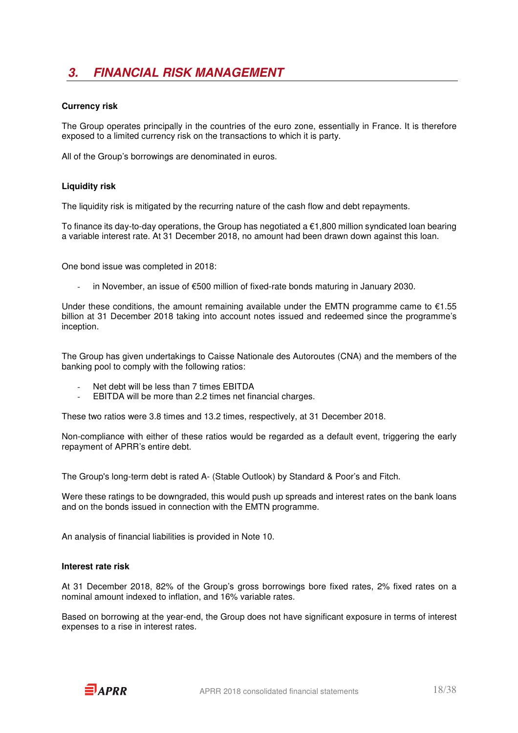# 3. FINANCIAL RISK MANAGEMENT

**Currency risk**

The Group operates principally in the countries of the euro zone, essentially in France. It is therefore exposed to a limited currency risk on the transactions to which it is party.

All of the Group's borrowings are denominated in euros.

**Liquidity risk**

The liquidity risk is mitigated by the recurring nature of the cash flow and debt repayments.

To finance its day-to-day operations, the Group has negotiated a €1,800 million syndicated loan bearing a variable interest rate. At 31 December 2018, no amount had been drawn down against this loan.

One bond issue was completed in 2018:

- in November, an issue of €500 million of fixed-rate bonds maturing in January 2030.

Under these conditions, the amount remaining available under the EMTN programme came to €1.55 billion at 31 December 2018 taking into account notes issued and redeemed since the programme's inception.

The Group has given undertakings to Caisse Nationale des Autoroutes (CNA) and the members of the banking pool to comply with the following ratios:

- Net debt will be less than 7 times EBITDA
- EBITDA will be more than 2.2 times net financial charges.

These two ratios were 3.8 times and 13.2 times, respectively, at 31 December 2018.

Non-compliance with either of these ratios would be regarded as a default event, triggering the early repayment of APRR's entire debt.

The Group's long-term debt is rated A- (Stable Outlook) by Standard & Poor's and Fitch.

Were these ratings to be downgraded, this would push up spreads and interest rates on the bank loans and on the bonds issued in connection with the EMTN programme.

An analysis of financial liabilities is provided in Note 10.

**Interest rate risk**

At 31 December 2018, 82% of the Group's gross borrowings bore fixed rates, 2% fixed rates on a nominal amount indexed to inflation, and 16% variable rates.

Based on borrowing at the year-end, the Group does not have significant exposure in terms of interest expenses to a rise in interest rates.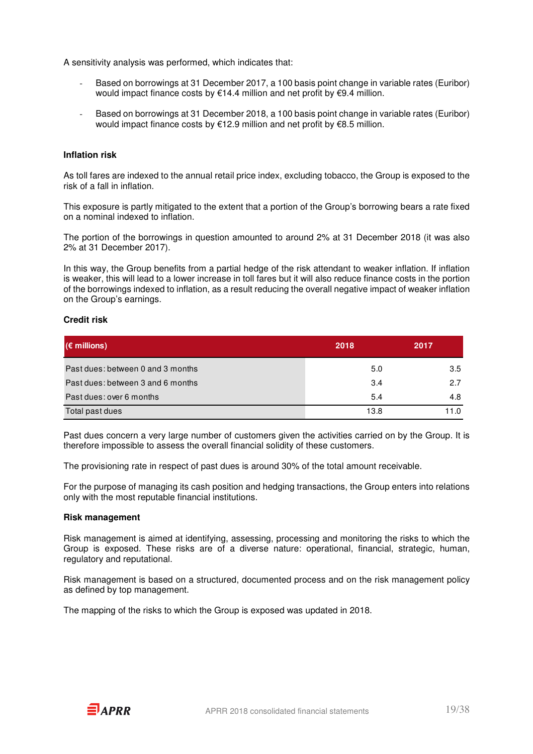A sensitivity analysis was performed, which indicates that:

- Based on borrowings at 31 December 2017, a 100 basis point change in variable rates (Euribor) would impact finance costs by €14.4 million and net profit by €9.4 million.
- Based on borrowings at 31 December 2018, a 100 basis point change in variable rates (Euribor) would impact finance costs by €12.9 million and net profit by €8.5 million.

**Inflation risk**

As toll fares are indexed to the annual retail price index, excluding tobacco, the Group is exposed to the risk of a fall in inflation.

This exposure is partly mitigated to the extent that a portion of the Group's borrowing bears a rate fixed on a nominal indexed to inflation.

The portion of the borrowings in question amounted to around 2% at 31 December 2018 (it was also 2% at 31 December 2017).

In this way, the Group benefits from a partial hedge of the risk attendant to weaker inflation. If inflation is weaker, this will lead to a lower increase in toll fares but it will also reduce finance costs in the portion of the borrowings indexed to inflation, as a result reducing the overall negative impact of weaker inflation on the Group's earnings.

**Credit risk**

| (€ millions) | 2018 | 2017 |
|---|---|---|
| Past dues: between 0 and 3 months | 5.0 | 3.5 |
| Past dues: between 3 and 6 months | 3.4 | 2.7 |
| Past dues: over 6 months | 5.4 | 4.8 |
| Total past dues | 13.8 | 11.0 |

Past dues concern a very large number of customers given the activities carried on by the Group. It is therefore impossible to assess the overall financial solidity of these customers.

The provisioning rate in respect of past dues is around 30% of the total amount receivable.

For the purpose of managing its cash position and hedging transactions, the Group enters into relations only with the most reputable financial institutions.

**Risk management**

Risk management is aimed at identifying, assessing, processing and monitoring the risks to which the Group is exposed. These risks are of a diverse nature: operational, financial, strategic, human, regulatory and reputational.

Risk management is based on a structured, documented process and on the risk management policy as defined by top management.

The mapping of the risks to which the Group is exposed was updated in 2018.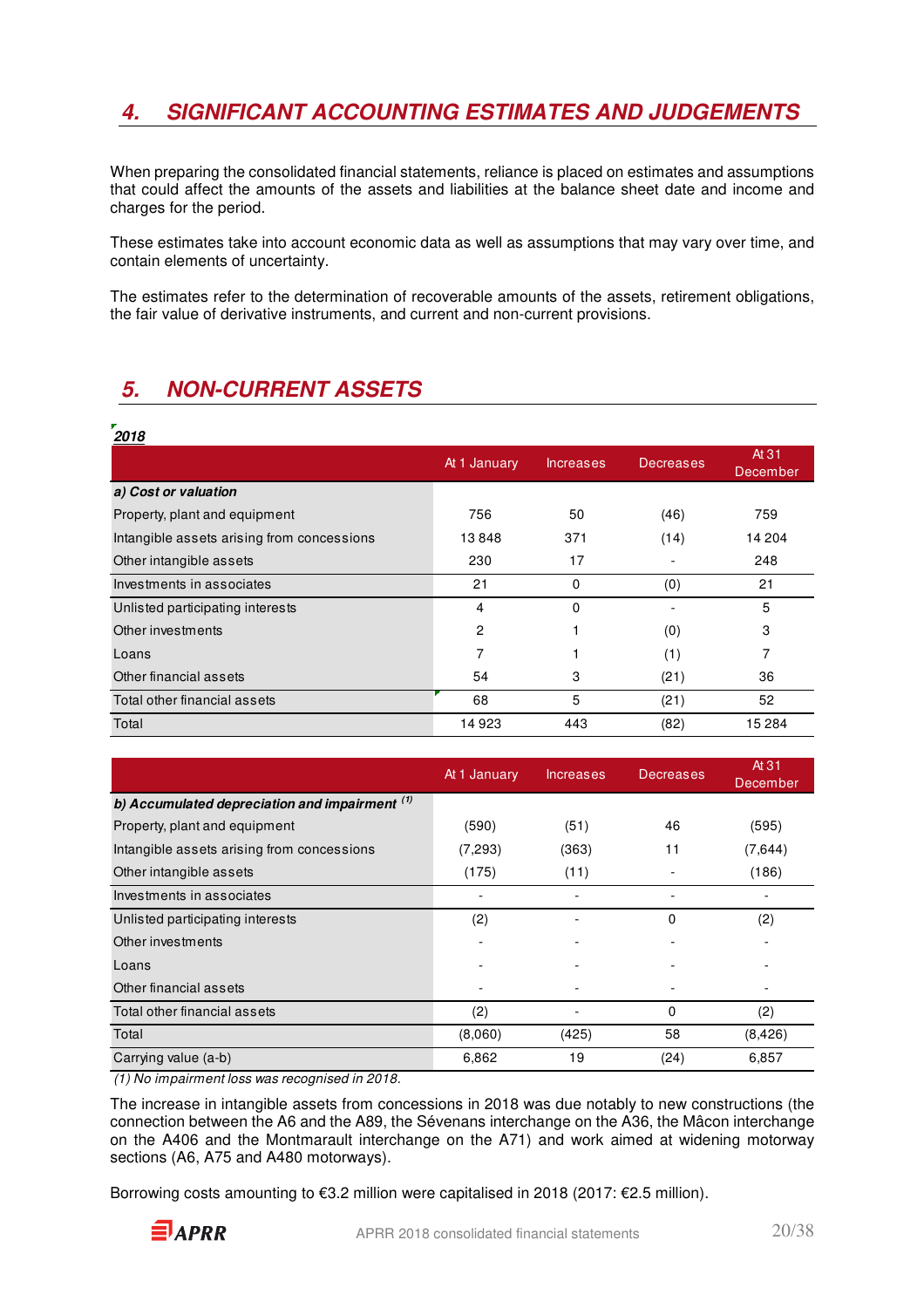## 4. SIGNIFICANT ACCOUNTING ESTIMATES AND JUDGEMENTS

When preparing the consolidated financial statements, reliance is placed on estimates and assumptions that could affect the amounts of the assets and liabilities at the balance sheet date and income and charges for the period.

These estimates take into account economic data as well as assumptions that may vary over time, and contain elements of uncertainty.

The estimates refer to the determination of recoverable amounts of the assets, retirement obligations, the fair value of derivative instruments, and current and non-current provisions.

## 5. NON-CURRENT ASSETS

***2018***

| | At 1 January | Increases | Decreases | At 31 December |
|---|---|---|---|---|
| ***a) Cost or valuation*** | | | | |
| Property, plant and equipment | 756 | 50 | (46) | 759 |
| Intangible assets arising from concessions | 13 848 | 371 | (14) | 14 204 |
| Other intangible assets | 230 | 17 | - | 248 |
| Investments in associates | 21 | 0 | (0) | 21 |
| Unlisted participating interests | 4 | 0 | - | 5 |
| Other investments | 2 | 1 | (0) | 3 |
| Loans | 7 | 1 | (1) | 7 |
| Other financial assets | 54 | 3 | (21) | 36 |
| Total other financial assets | 68 | 5 | (21) | 52 |
| Total | 14 923 | 443 | (82) | 15 284 |

| | At 1 January | Increases | Decreases | At 31 December |
|---|---|---|---|---|
| ***b) Accumulated depreciation and impairment (1)*** | | | | |
| Property, plant and equipment | (590) | (51) | 46 | (595) |
| Intangible assets arising from concessions | (7,293) | (363) | 11 | (7,644) |
| Other intangible assets | (175) | (11) | - | (186) |
| Investments in associates | - | - | - | - |
| Unlisted participating interests | (2) | - | 0 | (2) |
| Other investments | - | - | - | - |
| Loans | - | - | - | - |
| Other financial assets | - | - | - | - |
| Total other financial assets | (2) | - | 0 | (2) |
| Total | (8,060) | (425) | 58 | (8,426) |
| Carrying value (a-b) | 6,862 | 19 | (24) | 6,857 |

*(1) No impairment loss was recognised in 2018.*

The increase in intangible assets from concessions in 2018 was due notably to new constructions (the connection between the A6 and the A89, the Sévenans interchange on the A36, the Mâcon interchange on the A406 and the Montmarault interchange on the A71) and work aimed at widening motorway sections (A6, A75 and A480 motorways).

Borrowing costs amounting to €3.2 million were capitalised in 2018 (2017: €2.5 million).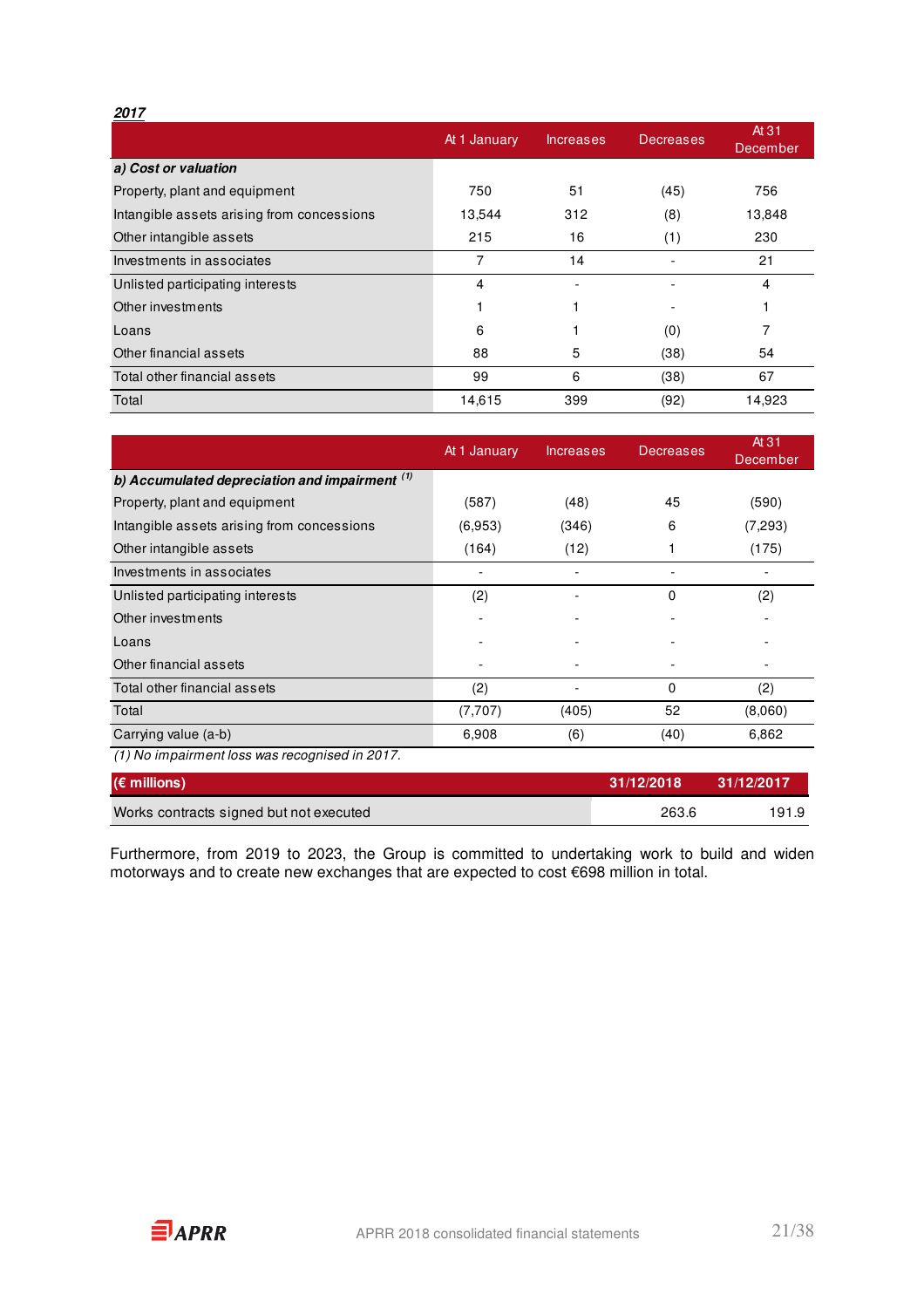***2017***

| | At 1 January | Increases | Decreases | At 31 December |
|---|---|---|---|---|
| ***a) Cost or valuation*** | | | | |
| Property, plant and equipment | 750 | 51 | (45) | 756 |
| Intangible assets arising from concessions | 13,544 | 312 | (8) | 13,848 |
| Other intangible assets | 215 | 16 | (1) | 230 |
| Investments in associates | 7 | 14 | - | 21 |
| Unlisted participating interests | 4 | - | - | 4 |
| Other investments | 1 | 1 | - | 1 |
| Loans | 6 | 1 | (0) | 7 |
| Other financial assets | 88 | 5 | (38) | 54 |
| Total other financial assets | 99 | 6 | (38) | 67 |
| Total | 14,615 | 399 | (92) | 14,923 |

| | At 1 January | Increases | Decreases | At 31 December |
|---|---|---|---|---|
| ***b) Accumulated depreciation and impairment*** (1) | | | | |
| Property, plant and equipment | (587) | (48) | 45 | (590) |
| Intangible assets arising from concessions | (6,953) | (346) | 6 | (7,293) |
| Other intangible assets | (164) | (12) | 1 | (175) |
| Investments in associates | - | - | - | - |
| Unlisted participating interests | (2) | - | 0 | (2) |
| Other investments | - | - | - | - |
| Loans | - | - | - | - |
| Other financial assets | - | - | - | - |
| Total other financial assets | (2) | - | 0 | (2) |
| Total | (7,707) | (405) | 52 | (8,060) |
| Carrying value (a-b) | 6,908 | (6) | (40) | 6,862 |

*(1) No impairment loss was recognised in 2017.*

| **(€ millions)** | **31/12/2018** | **31/12/2017** |
|---|---|---|
| Works contracts signed but not executed | 263.6 | 191.9 |

Furthermore, from 2019 to 2023, the Group is committed to undertaking work to build and widen motorways and to create new exchanges that are expected to cost €698 million in total.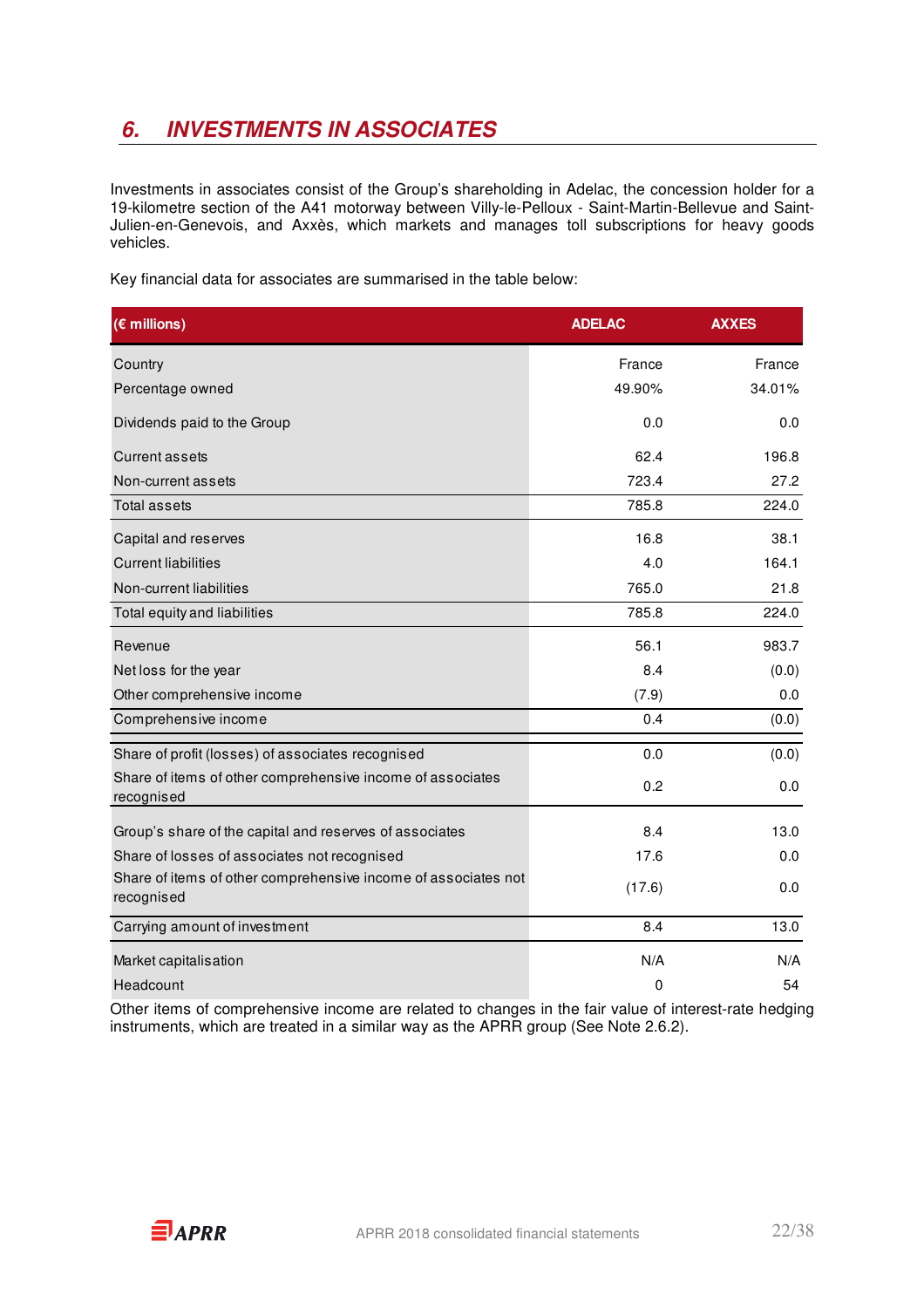## 6. INVESTMENTS IN ASSOCIATES

Investments in associates consist of the Group's shareholding in Adelac, the concession holder for a 19-kilometre section of the A41 motorway between Villy-le-Pelloux - Saint-Martin-Bellevue and Saint-Julien-en-Genevois, and Axxès, which markets and manages toll subscriptions for heavy goods vehicles.

Key financial data for associates are summarised in the table below:

| (€ millions) | ADELAC | AXXES |
|---|---|---|
| Country | France | France |
| Percentage owned | 49.90% | 34.01% |
| Dividends paid to the Group | 0.0 | 0.0 |
| Current assets | 62.4 | 196.8 |
| Non-current assets | 723.4 | 27.2 |
| Total assets | 785.8 | 224.0 |
| Capital and reserves | 16.8 | 38.1 |
| Current liabilities | 4.0 | 164.1 |
| Non-current liabilities | 765.0 | 21.8 |
| Total equity and liabilities | 785.8 | 224.0 |
| Revenue | 56.1 | 983.7 |
| Net loss for the year | 8.4 | (0.0) |
| Other comprehensive income | (7.9) | 0.0 |
| Comprehensive income | 0.4 | (0.0) |
| Share of profit (losses) of associates recognised | 0.0 | (0.0) |
| Share of items of other comprehensive income of associates recognised | 0.2 | 0.0 |
| Group's share of the capital and reserves of associates | 8.4 | 13.0 |
| Share of losses of associates not recognised | 17.6 | 0.0 |
| Share of items of other comprehensive income of associates not recognised | (17.6) | 0.0 |
| Carrying amount of investment | 8.4 | 13.0 |
| Market capitalisation | N/A | N/A |
| Headcount | 0 | 54 |

Other items of comprehensive income are related to changes in the fair value of interest-rate hedging instruments, which are treated in a similar way as the APRR group (See Note 2.6.2).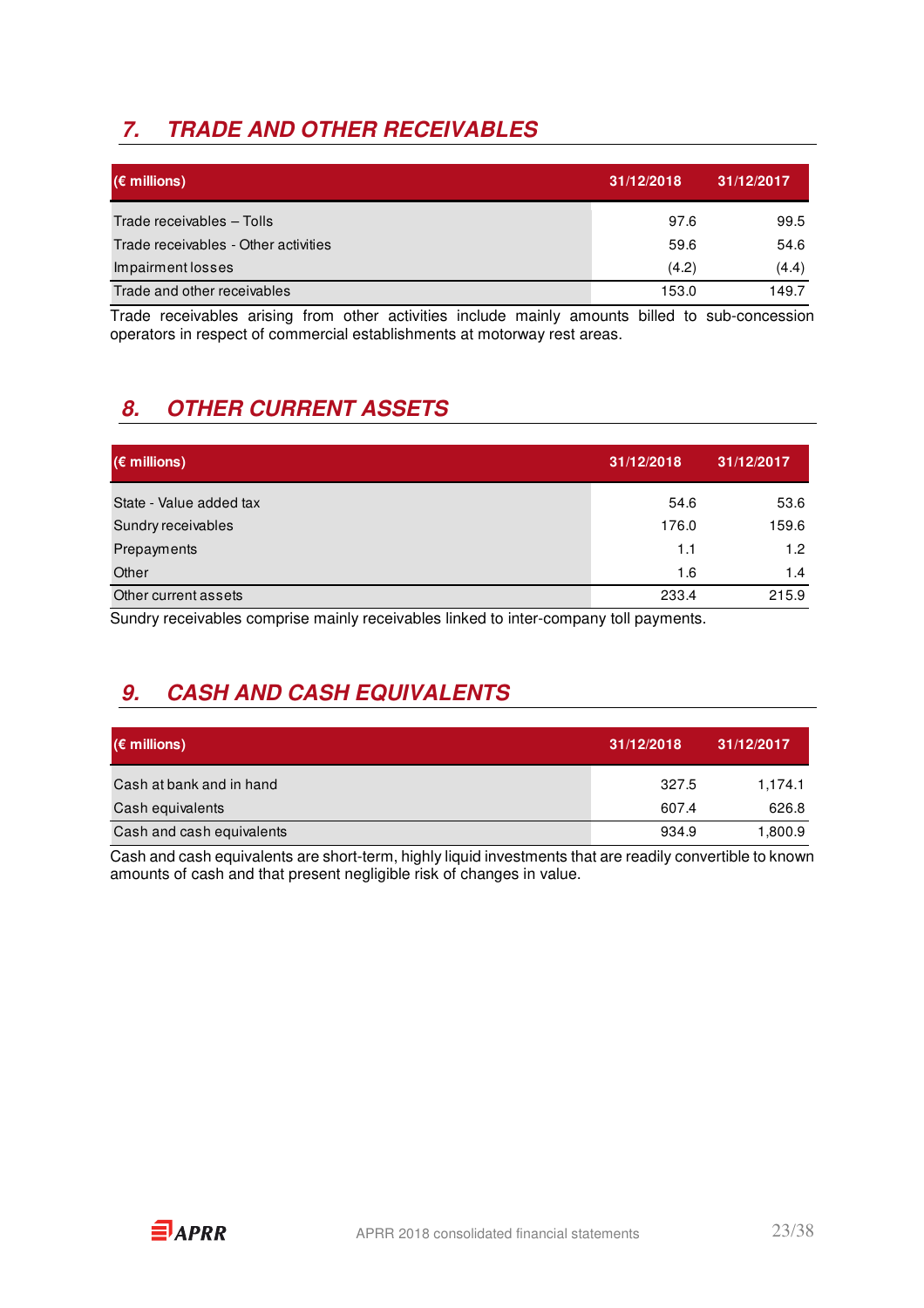## 7. TRADE AND OTHER RECEIVABLES

| (€ millions) | 31/12/2018 | 31/12/2017 |
|---|---|---|
| Trade receivables – Tolls | 97.6 | 99.5 |
| Trade receivables - Other activities | 59.6 | 54.6 |
| Impairment losses | (4.2) | (4.4) |
| Trade and other receivables | 153.0 | 149.7 |

Trade receivables arising from other activities include mainly amounts billed to sub-concession operators in respect of commercial establishments at motorway rest areas.

## 8. OTHER CURRENT ASSETS

| (€ millions) | 31/12/2018 | 31/12/2017 |
|---|---|---|
| State - Value added tax | 54.6 | 53.6 |
| Sundry receivables | 176.0 | 159.6 |
| Prepayments | 1.1 | 1.2 |
| Other | 1.6 | 1.4 |
| Other current assets | 233.4 | 215.9 |

Sundry receivables comprise mainly receivables linked to inter-company toll payments.

## 9. CASH AND CASH EQUIVALENTS

| (€ millions) | 31/12/2018 | 31/12/2017 |
|---|---|---|
| Cash at bank and in hand | 327.5 | 1,174.1 |
| Cash equivalents | 607.4 | 626.8 |
| Cash and cash equivalents | 934.9 | 1,800.9 |

Cash and cash equivalents are short-term, highly liquid investments that are readily convertible to known amounts of cash and that present negligible risk of changes in value.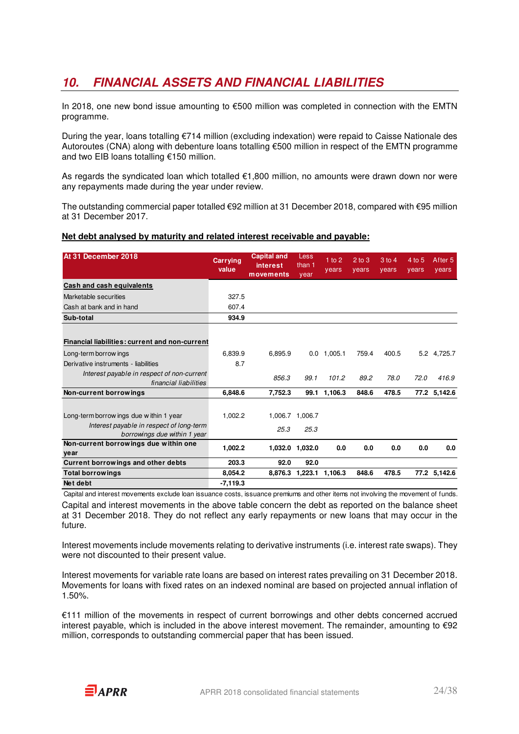## 10. FINANCIAL ASSETS AND FINANCIAL LIABILITIES

In 2018, one new bond issue amounting to €500 million was completed in connection with the EMTN programme.

During the year, loans totalling €714 million (excluding indexation) were repaid to Caisse Nationale des Autoroutes (CNA) along with debenture loans totalling €500 million in respect of the EMTN programme and two EIB loans totalling €150 million.

As regards the syndicated loan which totalled €1,800 million, no amounts were drawn down nor were any repayments made during the year under review.

The outstanding commercial paper totalled €92 million at 31 December 2018, compared with €95 million at 31 December 2017.

**Net debt analysed by maturity and related interest receivable and payable:**

| At 31 December 2018 | Carrying value | Capital and interest movements | Less than 1 year | 1 to 2 years | 2 to 3 years | 3 to 4 years | 4 to 5 years | After 5 years |
|---|---|---|---|---|---|---|---|---|
| **Cash and cash equivalents** | | | | | | | | |
| Marketable securities | 327.5 | | | | | | | |
| Cash at bank and in hand | 607.4 | | | | | | | |
| **Sub-total** | **934.9** | | | | | | | |
| **Financial liabilities: current and non-current** | | | | | | | | |
| Long-term borrowings | 6,839.9 | 6,895.9 | 0.0 | 1,005.1 | 759.4 | 400.5 | 5.2 | 4,725.7 |
| Derivative instruments - liabilities | 8.7 | | | | | | | |
| *Interest payable in respect of non-current financial liabilities* | | *856.3* | *99.1* | *101.2* | *89.2* | *78.0* | *72.0* | *416.9* |
| **Non-current borrowings** | **6,848.6** | **7,752.3** | **99.1** | **1,106.3** | **848.6** | **478.5** | **77.2** | **5,142.6** |
| Long-term borrowings due within 1 year | 1,002.2 | 1,006.7 | 1,006.7 | | | | | |
| *Interest payable in respect of long-term borrowings due within 1 year* | | *25.3* | *25.3* | | | | | |
| **Non-current borrowings due within one year** | **1,002.2** | **1,032.0** | **1,032.0** | **0.0** | **0.0** | **0.0** | **0.0** | **0.0** |
| **Current borrowings and other debts** | **203.3** | **92.0** | **92.0** | | | | | |
| **Total borrowings** | **8,054.2** | **8,876.3** | **1,223.1** | **1,106.3** | **848.6** | **478.5** | **77.2** | **5,142.6** |
| **Net debt** | **-7,119.3** | | | | | | | |

Capital and interest movements exclude loan issuance costs, issuance premiums and other items not involving the movement of funds.

Capital and interest movements in the above table concern the debt as reported on the balance sheet at 31 December 2018. They do not reflect any early repayments or new loans that may occur in the future.

Interest movements include movements relating to derivative instruments (i.e. interest rate swaps). They were not discounted to their present value.

Interest movements for variable rate loans are based on interest rates prevailing on 31 December 2018. Movements for loans with fixed rates on an indexed nominal are based on projected annual inflation of 1.50%.

€111 million of the movements in respect of current borrowings and other debts concerned accrued interest payable, which is included in the above interest movement. The remainder, amounting to €92 million, corresponds to outstanding commercial paper that has been issued.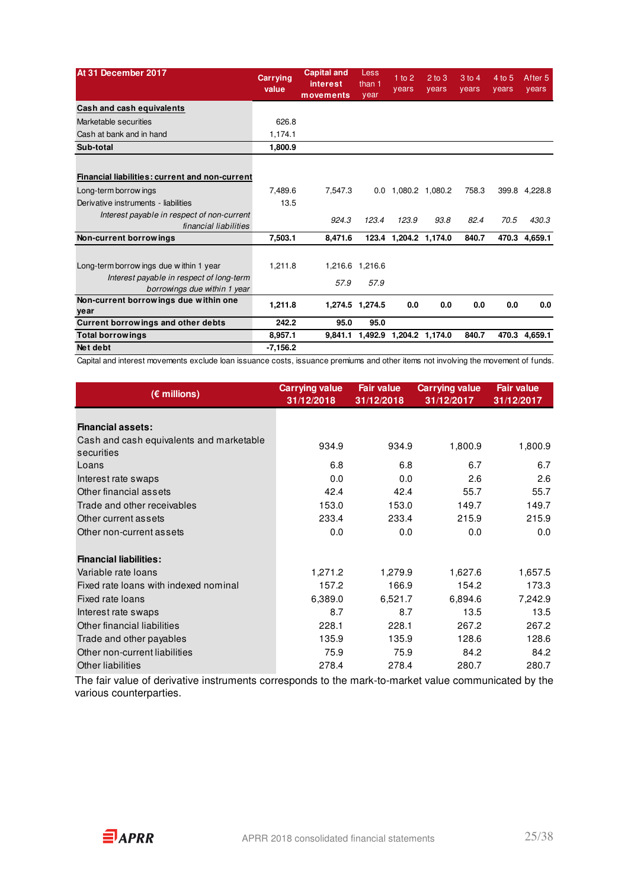| At 31 December 2017 | Carrying value | Capital and interest movements | Less than 1 year | 1 to 2 years | 2 to 3 years | 3 to 4 years | 4 to 5 years | After 5 years |
|---|---|---|---|---|---|---|---|---|
| **Cash and cash equivalents** | | | | | | | | |
| Marketable securities | 626.8 | | | | | | | |
| Cash at bank and in hand | 1,174.1 | | | | | | | |
| **Sub-total** | **1,800.9** | | | | | | | |
| | | | | | | | | |
| **Financial liabilities: current and non-current** | | | | | | | | |
| Long-term borrowings | 7,489.6 | 7,547.3 | 0.0 | 1,080.2 | 1,080.2 | 758.3 | 399.8 | 4,228.8 |
| Derivative instruments - liabilities | 13.5 | | | | | | | |
| *Interest payable in respect of non-current financial liabilities* | | *924.3* | *123.4* | *123.9* | *93.8* | *82.4* | *70.5* | *430.3* |
| **Non-current borrowings** | **7,503.1** | **8,471.6** | **123.4** | **1,204.2** | **1,174.0** | **840.7** | **470.3** | **4,659.1** |
| | | | | | | | | |
| Long-term borrowings due within 1 year | 1,211.8 | 1,216.6 | 1,216.6 | | | | | |
| *Interest payable in respect of long-term borrowings due within 1 year* | | *57.9* | *57.9* | | | | | |
| **Non-current borrowings due within one year** | **1,211.8** | **1,274.5** | **1,274.5** | **0.0** | **0.0** | **0.0** | **0.0** | **0.0** |
| **Current borrowings and other debts** | **242.2** | **95.0** | **95.0** | | | | | |
| **Total borrowings** | **8,957.1** | **9,841.1** | **1,492.9** | **1,204.2** | **1,174.0** | **840.7** | **470.3** | **4,659.1** |
| **Net debt** | **-7,156.2** | | | | | | | |

Capital and interest movements exclude loan issuance costs, issuance premiums and other items not involving the movement of funds.

| (€ millions) | Carrying value 31/12/2018 | Fair value 31/12/2018 | Carrying value 31/12/2017 | Fair value 31/12/2017 |
|---|---|---|---|---|
| **Financial assets:** | | | | |
| Cash and cash equivalents and marketable securities | 934.9 | 934.9 | 1,800.9 | 1,800.9 |
| Loans | 6.8 | 6.8 | 6.7 | 6.7 |
| Interest rate swaps | 0.0 | 0.0 | 2.6 | 2.6 |
| Other financial assets | 42.4 | 42.4 | 55.7 | 55.7 |
| Trade and other receivables | 153.0 | 153.0 | 149.7 | 149.7 |
| Other current assets | 233.4 | 233.4 | 215.9 | 215.9 |
| Other non-current assets | 0.0 | 0.0 | 0.0 | 0.0 |
| **Financial liabilities:** | | | | |
| Variable rate loans | 1,271.2 | 1,279.9 | 1,627.6 | 1,657.5 |
| Fixed rate loans with indexed nominal | 157.2 | 166.9 | 154.2 | 173.3 |
| Fixed rate loans | 6,389.0 | 6,521.7 | 6,894.6 | 7,242.9 |
| Interest rate swaps | 8.7 | 8.7 | 13.5 | 13.5 |
| Other financial liabilities | 228.1 | 228.1 | 267.2 | 267.2 |
| Trade and other payables | 135.9 | 135.9 | 128.6 | 128.6 |
| Other non-current liabilities | 75.9 | 75.9 | 84.2 | 84.2 |
| Other liabilities | 278.4 | 278.4 | 280.7 | 280.7 |

The fair value of derivative instruments corresponds to the mark-to-market value communicated by the various counterparties.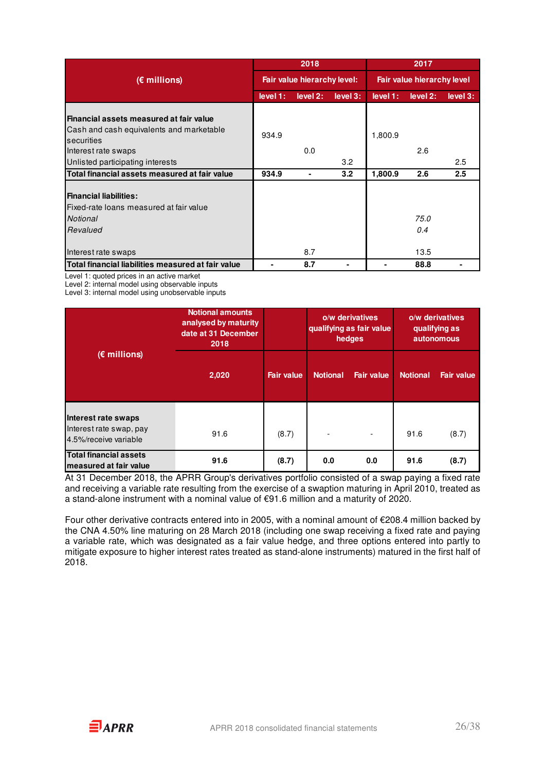| (€ millions) | 2018 | | | 2017 | | |
|---|---|---|---|---|---|---|
| | Fair value hierarchy level: | | | Fair value hierarchy level | | |
| | level 1: | level 2: | level 3: | level 1: | level 2: | level 3: |
| **Financial assets measured at fair value** | | | | | | |
| Cash and cash equivalents and marketable securities | 934.9 | | | 1,800.9 | | |
| Interest rate swaps | | 0.0 | | | 2.6 | |
| Unlisted participating interests | | | 3.2 | | | 2.5 |
| **Total financial assets measured at fair value** | **934.9** | **-** | **3.2** | **1,800.9** | **2.6** | **2.5** |
| **Financial liabilities:** | | | | | | |
| Fixed-rate loans measured at fair value | | | | | | |
| *Notional* | | | | | *75.0* | |
| *Revalued* | | | | | *0.4* | |
| Interest rate swaps | | 8.7 | | | 13.5 | |
| **Total financial liabilities measured at fair value** | **-** | **8.7** | **-** | **-** | **88.8** | **-** |

Level 1: quoted prices in an active market
Level 2: internal model using observable inputs
Level 3: internal model using unobservable inputs

| (€ millions) | Notional amounts analysed by maturity date at 31 December 2018 | | o/w derivatives qualifying as fair value hedges | | o/w derivatives qualifying as autonomous | |
|---|---|---|---|---|---|---|
| | 2,020 | Fair value | Notional | Fair value | Notional | Fair value |
| **Interest rate swaps** | | | | | | |
| Interest rate swap, pay 4.5%/receive variable | 91.6 | (8.7) | - | - | 91.6 | (8.7) |
| **Total financial assets measured at fair value** | **91.6** | **(8.7)** | **0.0** | **0.0** | **91.6** | **(8.7)** |

At 31 December 2018, the APRR Group's derivatives portfolio consisted of a swap paying a fixed rate and receiving a variable rate resulting from the exercise of a swaption maturing in April 2010, treated as a stand-alone instrument with a nominal value of €91.6 million and a maturity of 2020.

Four other derivative contracts entered into in 2005, with a nominal amount of €208.4 million backed by the CNA 4.50% line maturing on 28 March 2018 (including one swap receiving a fixed rate and paying a variable rate, which was designated as a fair value hedge, and three options entered into partly to mitigate exposure to higher interest rates treated as stand-alone instruments) matured in the first half of 2018.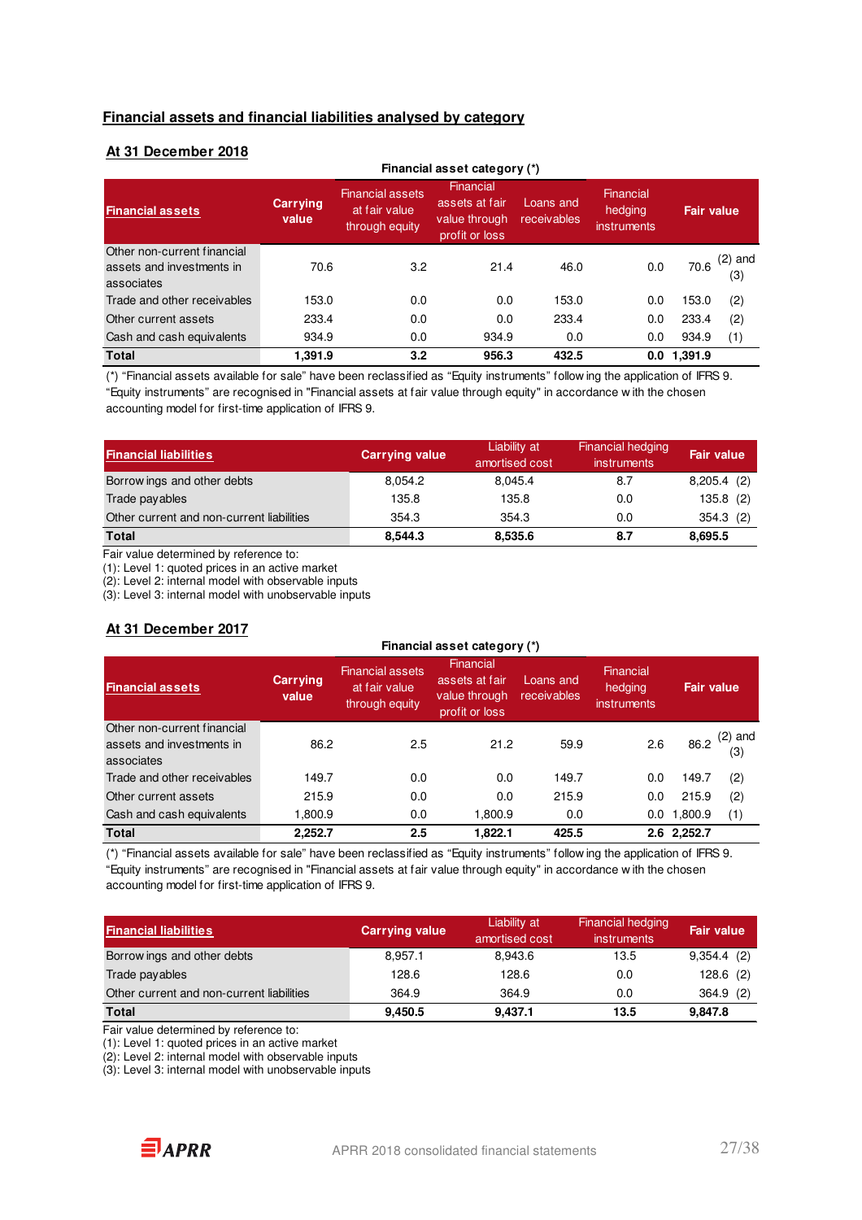## Financial assets and financial liabilities analysed by category

### At 31 December 2018

| Financial assets | Carrying value | Financial asset category (*) | | | | Fair value | |
|---|---|---|---|---|---|---|---|
| | | Financial assets at fair value through equity | Financial assets at fair value through profit or loss | Loans and receivables | Financial hedging instruments | | |
| Other non-current financial assets and investments in associates | 70.6 | 3.2 | 21.4 | 46.0 | 0.0 | 70.6 | (2) and (3) |
| Trade and other receivables | 153.0 | 0.0 | 0.0 | 153.0 | 0.0 | 153.0 | (2) |
| Other current assets | 233.4 | 0.0 | 0.0 | 233.4 | 0.0 | 233.4 | (2) |
| Cash and cash equivalents | 934.9 | 0.0 | 934.9 | 0.0 | 0.0 | 934.9 | (1) |
| **Total** | **1,391.9** | **3.2** | **956.3** | **432.5** | **0.0** | **1,391.9** | |

(*) "Financial assets available for sale" have been reclassified as "Equity instruments" following the application of IFRS 9. "Equity instruments" are recognised in "Financial assets at fair value through equity" in accordance with the chosen accounting model for first-time application of IFRS 9.

| Financial liabilities | Carrying value | Liability at amortised cost | Financial hedging instruments | Fair value | |
|---|---|---|---|---|---|
| Borrowings and other debts | 8,054.2 | 8,045.4 | 8.7 | 8,205.4 | (2) |
| Trade payables | 135.8 | 135.8 | 0.0 | 135.8 | (2) |
| Other current and non-current liabilities | 354.3 | 354.3 | 0.0 | 354.3 | (2) |
| **Total** | **8,544.3** | **8,535.6** | **8.7** | **8,695.5** | |

Fair value determined by reference to:
(1): Level 1: quoted prices in an active market
(2): Level 2: internal model with observable inputs
(3): Level 3: internal model with unobservable inputs

### At 31 December 2017

| Financial assets | Carrying value | Financial asset category (*) | | | | Fair value | |
|---|---|---|---|---|---|---|---|
| | | Financial assets at fair value through equity | Financial assets at fair value through profit or loss | Loans and receivables | Financial hedging instruments | | |
| Other non-current financial assets and investments in associates | 86.2 | 2.5 | 21.2 | 59.9 | 2.6 | 86.2 | (2) and (3) |
| Trade and other receivables | 149.7 | 0.0 | 0.0 | 149.7 | 0.0 | 149.7 | (2) |
| Other current assets | 215.9 | 0.0 | 0.0 | 215.9 | 0.0 | 215.9 | (2) |
| Cash and cash equivalents | 1,800.9 | 0.0 | 1,800.9 | 0.0 | 0.0 | 1,800.9 | (1) |
| **Total** | **2,252.7** | **2.5** | **1,822.1** | **425.5** | **2.6** | **2,252.7** | |

(*) "Financial assets available for sale" have been reclassified as "Equity instruments" following the application of IFRS 9. "Equity instruments" are recognised in "Financial assets at fair value through equity" in accordance with the chosen accounting model for first-time application of IFRS 9.

| Financial liabilities | Carrying value | Liability at amortised cost | Financial hedging instruments | Fair value | |
|---|---|---|---|---|---|
| Borrowings and other debts | 8,957.1 | 8,943.6 | 13.5 | 9,354.4 | (2) |
| Trade payables | 128.6 | 128.6 | 0.0 | 128.6 | (2) |
| Other current and non-current liabilities | 364.9 | 364.9 | 0.0 | 364.9 | (2) |
| **Total** | **9,450.5** | **9,437.1** | **13.5** | **9,847.8** | |

Fair value determined by reference to:
(1): Level 1: quoted prices in an active market
(2): Level 2: internal model with observable inputs
(3): Level 3: internal model with unobservable inputs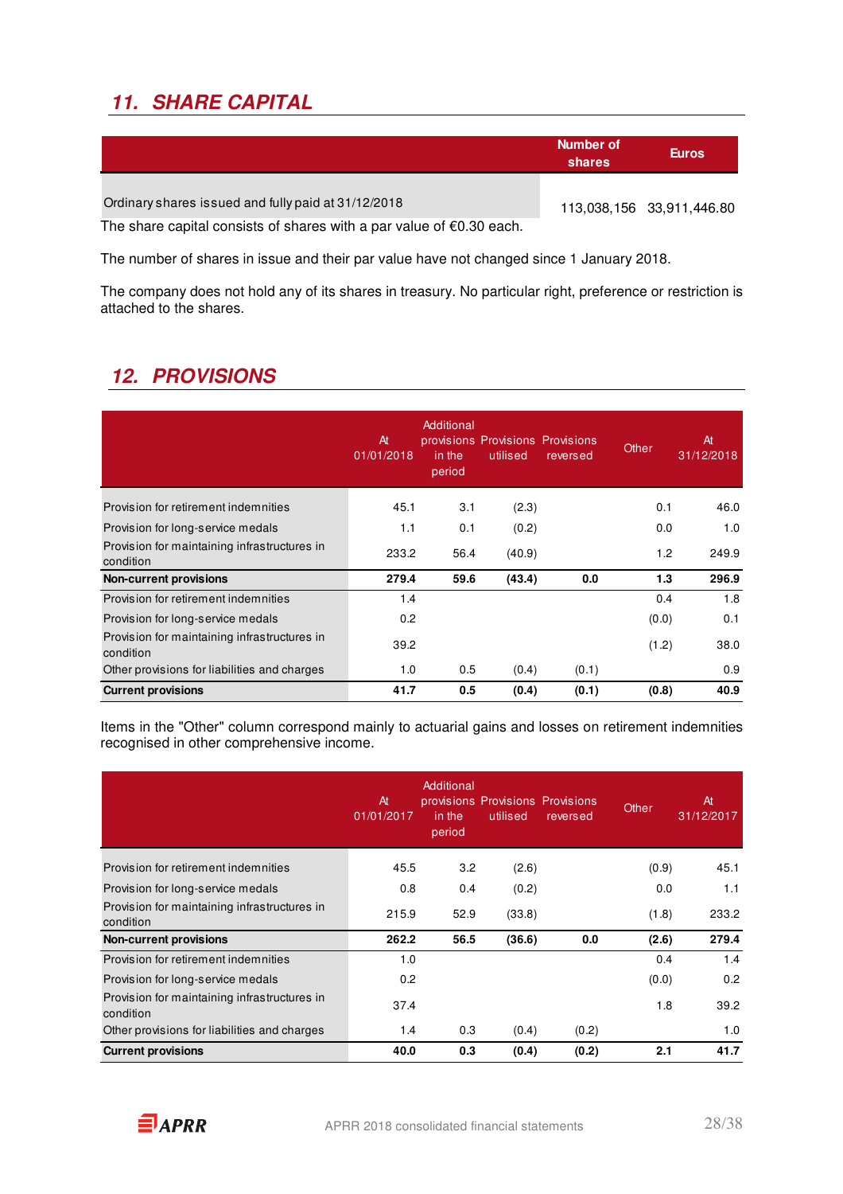## 11. SHARE CAPITAL

| | Number of shares | Euros |
|---|---|---|
| Ordinary shares issued and fully paid at 31/12/2018 | 113,038,156 | 33,911,446.80 |

The share capital consists of shares with a par value of €0.30 each.

The number of shares in issue and their par value have not changed since 1 January 2018.

The company does not hold any of its shares in treasury. No particular right, preference or restriction is attached to the shares.

## 12. PROVISIONS

| | At 01/01/2018 | Additional provisions in the period | Provisions utilised | Provisions reversed | Other | At 31/12/2018 |
|---|---|---|---|---|---|---|
| Provision for retirement indemnities | 45.1 | 3.1 | (2.3) | | 0.1 | 46.0 |
| Provision for long-service medals | 1.1 | 0.1 | (0.2) | | 0.0 | 1.0 |
| Provision for maintaining infrastructures in condition | 233.2 | 56.4 | (40.9) | | 1.2 | 249.9 |
| **Non-current provisions** | **279.4** | **59.6** | **(43.4)** | **0.0** | **1.3** | **296.9** |
| Provision for retirement indemnities | 1.4 | | | | 0.4 | 1.8 |
| Provision for long-service medals | 0.2 | | | | (0.0) | 0.1 |
| Provision for maintaining infrastructures in condition | 39.2 | | | | (1.2) | 38.0 |
| Other provisions for liabilities and charges | 1.0 | 0.5 | (0.4) | (0.1) | | 0.9 |
| **Current provisions** | **41.7** | **0.5** | **(0.4)** | **(0.1)** | **(0.8)** | **40.9** |

Items in the "Other" column correspond mainly to actuarial gains and losses on retirement indemnities recognised in other comprehensive income.

| | At 01/01/2017 | Additional provisions in the period | Provisions utilised | Provisions reversed | Other | At 31/12/2017 |
|---|---|---|---|---|---|---|
| Provision for retirement indemnities | 45.5 | 3.2 | (2.6) | | (0.9) | 45.1 |
| Provision for long-service medals | 0.8 | 0.4 | (0.2) | | 0.0 | 1.1 |
| Provision for maintaining infrastructures in condition | 215.9 | 52.9 | (33.8) | | (1.8) | 233.2 |
| **Non-current provisions** | **262.2** | **56.5** | **(36.6)** | **0.0** | **(2.6)** | **279.4** |
| Provision for retirement indemnities | 1.0 | | | | 0.4 | 1.4 |
| Provision for long-service medals | 0.2 | | | | (0.0) | 0.2 |
| Provision for maintaining infrastructures in condition | 37.4 | | | | 1.8 | 39.2 |
| Other provisions for liabilities and charges | 1.4 | 0.3 | (0.4) | (0.2) | | 1.0 |
| **Current provisions** | **40.0** | **0.3** | **(0.4)** | **(0.2)** | **2.1** | **41.7** |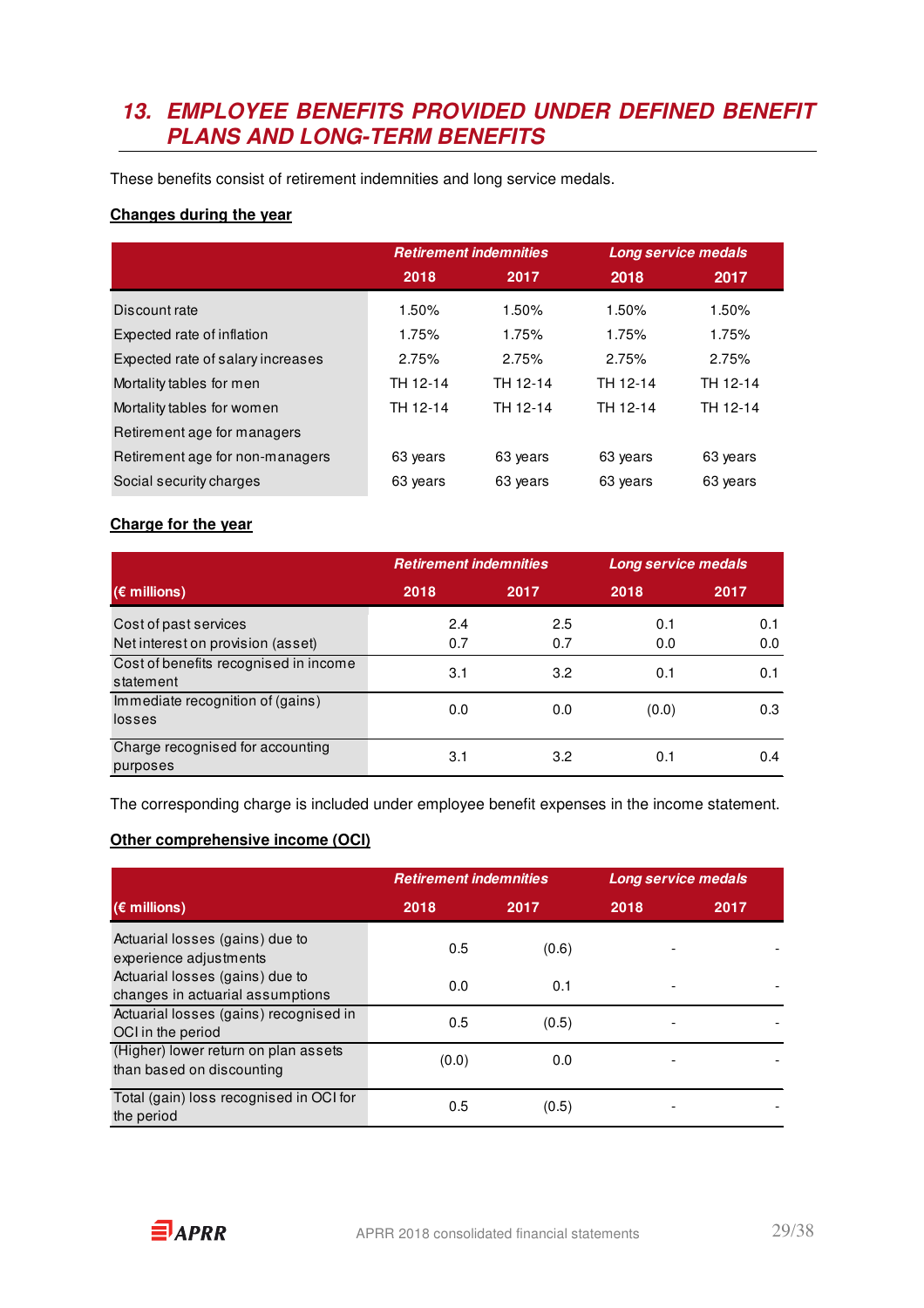## 13. EMPLOYEE BENEFITS PROVIDED UNDER DEFINED BENEFIT PLANS AND LONG-TERM BENEFITS

These benefits consist of retirement indemnities and long service medals.

**Changes during the year**

| | *Retirement indemnities* | | *Long service medals* | |
|---|---|---|---|---|
| | 2018 | 2017 | 2018 | 2017 |
| Discount rate | 1.50% | 1.50% | 1.50% | 1.50% |
| Expected rate of inflation | 1.75% | 1.75% | 1.75% | 1.75% |
| Expected rate of salary increases | 2.75% | 2.75% | 2.75% | 2.75% |
| Mortality tables for men | TH 12-14 | TH 12-14 | TH 12-14 | TH 12-14 |
| Mortality tables for women | TH 12-14 | TH 12-14 | TH 12-14 | TH 12-14 |
| Retirement age for managers | | | | |
| Retirement age for non-managers | 63 years | 63 years | 63 years | 63 years |
| Social security charges | 63 years | 63 years | 63 years | 63 years |

**Charge for the year**

| | *Retirement indemnities* | | *Long service medals* | |
|---|---|---|---|---|
| (€ millions) | 2018 | 2017 | 2018 | 2017 |
| Cost of past services | 2.4 | 2.5 | 0.1 | 0.1 |
| Net interest on provision (asset) | 0.7 | 0.7 | 0.0 | 0.0 |
| Cost of benefits recognised in income statement | 3.1 | 3.2 | 0.1 | 0.1 |
| Immediate recognition of (gains) losses | 0.0 | 0.0 | (0.0) | 0.3 |
| Charge recognised for accounting purposes | 3.1 | 3.2 | 0.1 | 0.4 |

The corresponding charge is included under employee benefit expenses in the income statement.

**Other comprehensive income (OCI)**

| | *Retirement indemnities* | | *Long service medals* | |
|---|---|---|---|---|
| (€ millions) | 2018 | 2017 | 2018 | 2017 |
| Actuarial losses (gains) due to experience adjustments | 0.5 | (0.6) | - | - |
| Actuarial losses (gains) due to changes in actuarial assumptions | 0.0 | 0.1 | - | - |
| Actuarial losses (gains) recognised in OCI in the period | 0.5 | (0.5) | - | - |
| (Higher) lower return on plan assets than based on discounting | (0.0) | 0.0 | - | - |
| Total (gain) loss recognised in OCI for the period | 0.5 | (0.5) | - | - |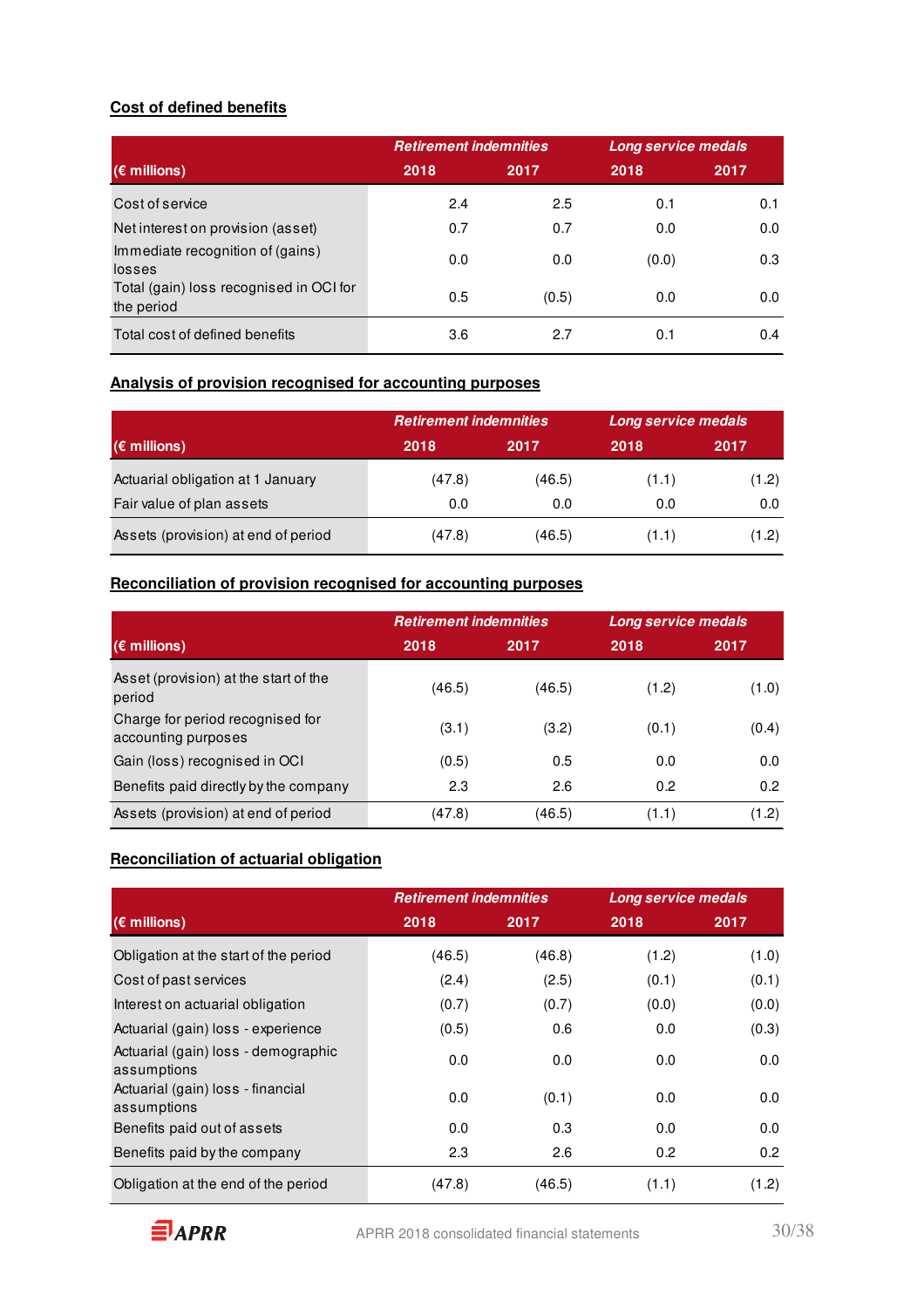**Cost of defined benefits**

| (€ millions) | Retirement indemnities | | Long service medals | |
|---|---|---|---|---|
| | 2018 | 2017 | 2018 | 2017 |
| Cost of service | 2.4 | 2.5 | 0.1 | 0.1 |
| Net interest on provision (asset) | 0.7 | 0.7 | 0.0 | 0.0 |
| Immediate recognition of (gains) losses | 0.0 | 0.0 | (0.0) | 0.3 |
| Total (gain) loss recognised in OCI for the period | 0.5 | (0.5) | 0.0 | 0.0 |
| Total cost of defined benefits | 3.6 | 2.7 | 0.1 | 0.4 |

**Analysis of provision recognised for accounting purposes**

| (€ millions) | Retirement indemnities | | Long service medals | |
|---|---|---|---|---|
| | 2018 | 2017 | 2018 | 2017 |
| Actuarial obligation at 1 January | (47.8) | (46.5) | (1.1) | (1.2) |
| Fair value of plan assets | 0.0 | 0.0 | 0.0 | 0.0 |
| Assets (provision) at end of period | (47.8) | (46.5) | (1.1) | (1.2) |

**Reconciliation of provision recognised for accounting purposes**

| (€ millions) | Retirement indemnities | | Long service medals | |
|---|---|---|---|---|
| | 2018 | 2017 | 2018 | 2017 |
| Asset (provision) at the start of the period | (46.5) | (46.5) | (1.2) | (1.0) |
| Charge for period recognised for accounting purposes | (3.1) | (3.2) | (0.1) | (0.4) |
| Gain (loss) recognised in OCI | (0.5) | 0.5 | 0.0 | 0.0 |
| Benefits paid directly by the company | 2.3 | 2.6 | 0.2 | 0.2 |
| Assets (provision) at end of period | (47.8) | (46.5) | (1.1) | (1.2) |

**Reconciliation of actuarial obligation**

| (€ millions) | Retirement indemnities | | Long service medals | |
|---|---|---|---|---|
| | 2018 | 2017 | 2018 | 2017 |
| Obligation at the start of the period | (46.5) | (46.8) | (1.2) | (1.0) |
| Cost of past services | (2.4) | (2.5) | (0.1) | (0.1) |
| Interest on actuarial obligation | (0.7) | (0.7) | (0.0) | (0.0) |
| Actuarial (gain) loss - experience | (0.5) | 0.6 | 0.0 | (0.3) |
| Actuarial (gain) loss - demographic assumptions | 0.0 | 0.0 | 0.0 | 0.0 |
| Actuarial (gain) loss - financial assumptions | 0.0 | (0.1) | 0.0 | 0.0 |
| Benefits paid out of assets | 0.0 | 0.3 | 0.0 | 0.0 |
| Benefits paid by the company | 2.3 | 2.6 | 0.2 | 0.2 |
| Obligation at the end of the period | (47.8) | (46.5) | (1.1) | (1.2) |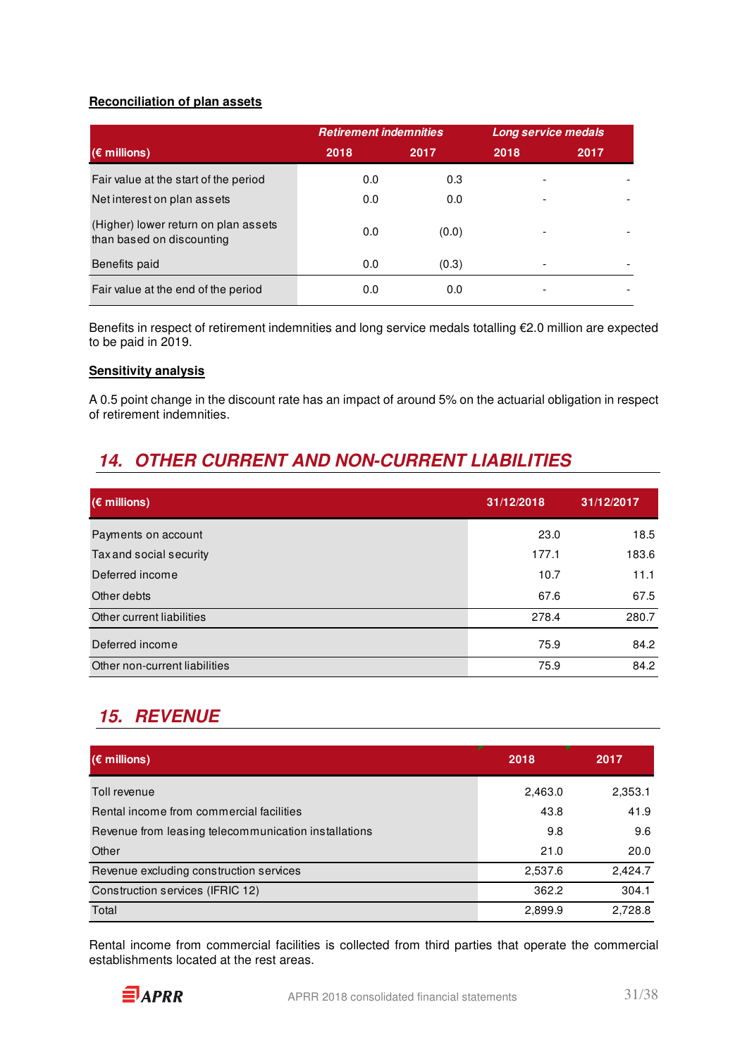**Reconciliation of plan assets**

| (€ millions) | Retirement indemnities | | Long service medals | |
|---|---|---|---|---|
| | 2018 | 2017 | 2018 | 2017 |
| Fair value at the start of the period | 0.0 | 0.3 | - | - |
| Net interest on plan assets | 0.0 | 0.0 | - | - |
| (Higher) lower return on plan assets than based on discounting | 0.0 | (0.0) | - | - |
| Benefits paid | 0.0 | (0.3) | - | - |
| Fair value at the end of the period | 0.0 | 0.0 | - | - |

Benefits in respect of retirement indemnities and long service medals totalling €2.0 million are expected to be paid in 2019.

**Sensitivity analysis**

A 0.5 point change in the discount rate has an impact of around 5% on the actuarial obligation in respect of retirement indemnities.

## 14. OTHER CURRENT AND NON-CURRENT LIABILITIES

| (€ millions) | 31/12/2018 | 31/12/2017 |
|---|---|---|
| Payments on account | 23.0 | 18.5 |
| Tax and social security | 177.1 | 183.6 |
| Deferred income | 10.7 | 11.1 |
| Other debts | 67.6 | 67.5 |
| Other current liabilities | 278.4 | 280.7 |
| Deferred income | 75.9 | 84.2 |
| Other non-current liabilities | 75.9 | 84.2 |

## 15. REVENUE

| (€ millions) | 2018 | 2017 |
|---|---|---|
| Toll revenue | 2,463.0 | 2,353.1 |
| Rental income from commercial facilities | 43.8 | 41.9 |
| Revenue from leasing telecommunication installations | 9.8 | 9.6 |
| Other | 21.0 | 20.0 |
| Revenue excluding construction services | 2,537.6 | 2,424.7 |
| Construction services (IFRIC 12) | 362.2 | 304.1 |
| Total | 2,899.9 | 2,728.8 |

Rental income from commercial facilities is collected from third parties that operate the commercial establishments located at the rest areas.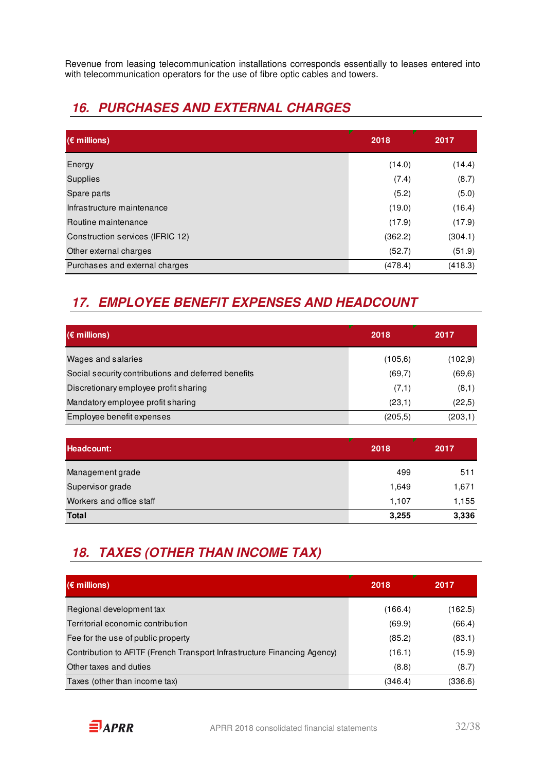Revenue from leasing telecommunication installations corresponds essentially to leases entered into with telecommunication operators for the use of fibre optic cables and towers.

## 16. PURCHASES AND EXTERNAL CHARGES

| (€ millions) | 2018 | 2017 |
|---|---|---|
| Energy | (14.0) | (14.4) |
| Supplies | (7.4) | (8.7) |
| Spare parts | (5.2) | (5.0) |
| Infrastructure maintenance | (19.0) | (16.4) |
| Routine maintenance | (17.9) | (17.9) |
| Construction services (IFRIC 12) | (362.2) | (304.1) |
| Other external charges | (52.7) | (51.9) |
| Purchases and external charges | (478.4) | (418.3) |

## 17. EMPLOYEE BENEFIT EXPENSES AND HEADCOUNT

| (€ millions) | 2018 | 2017 |
|---|---|---|
| Wages and salaries | (105,6) | (102,9) |
| Social security contributions and deferred benefits | (69,7) | (69,6) |
| Discretionary employee profit sharing | (7,1) | (8,1) |
| Mandatory employee profit sharing | (23,1) | (22,5) |
| Employee benefit expenses | (205,5) | (203,1) |

| Headcount: | 2018 | 2017 |
|---|---|---|
| Management grade | 499 | 511 |
| Supervisor grade | 1,649 | 1,671 |
| Workers and office staff | 1,107 | 1,155 |
| **Total** | **3,255** | **3,336** |

## 18. TAXES (OTHER THAN INCOME TAX)

| (€ millions) | 2018 | 2017 |
|---|---|---|
| Regional development tax | (166.4) | (162.5) |
| Territorial economic contribution | (69.9) | (66.4) |
| Fee for the use of public property | (85.2) | (83.1) |
| Contribution to AFITF (French Transport Infrastructure Financing Agency) | (16.1) | (15.9) |
| Other taxes and duties | (8.8) | (8.7) |
| Taxes (other than income tax) | (346.4) | (336.6) |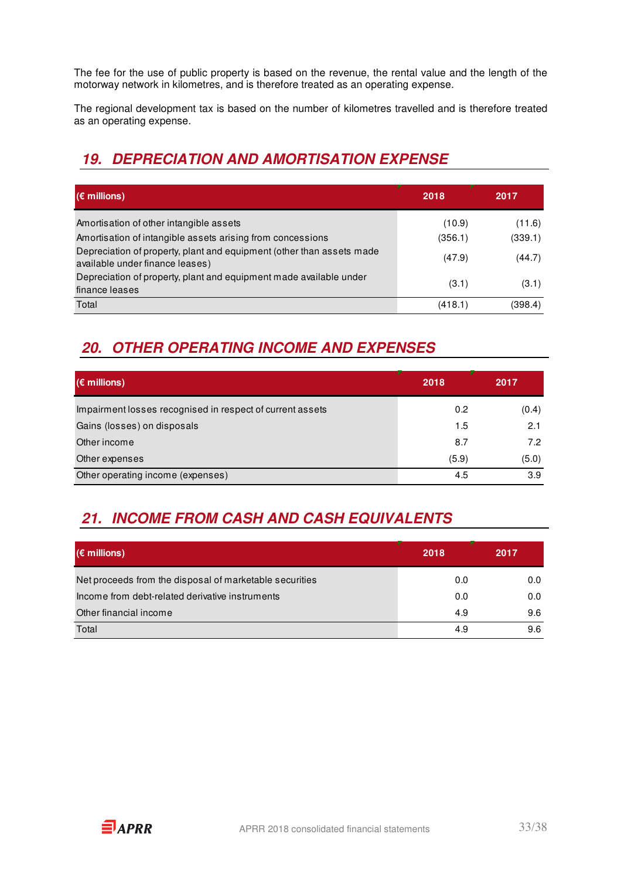The fee for the use of public property is based on the revenue, the rental value and the length of the motorway network in kilometres, and is therefore treated as an operating expense.

The regional development tax is based on the number of kilometres travelled and is therefore treated as an operating expense.

## 19. DEPRECIATION AND AMORTISATION EXPENSE

| (€ millions) | 2018 | 2017 |
|---|---|---|
| Amortisation of other intangible assets | (10.9) | (11.6) |
| Amortisation of intangible assets arising from concessions | (356.1) | (339.1) |
| Depreciation of property, plant and equipment (other than assets made available under finance leases) | (47.9) | (44.7) |
| Depreciation of property, plant and equipment made available under finance leases | (3.1) | (3.1) |
| Total | (418.1) | (398.4) |

## 20. OTHER OPERATING INCOME AND EXPENSES

| (€ millions) | 2018 | 2017 |
|---|---|---|
| Impairment losses recognised in respect of current assets | 0.2 | (0.4) |
| Gains (losses) on disposals | 1.5 | 2.1 |
| Other income | 8.7 | 7.2 |
| Other expenses | (5.9) | (5.0) |
| Other operating income (expenses) | 4.5 | 3.9 |

## 21. INCOME FROM CASH AND CASH EQUIVALENTS

| (€ millions) | 2018 | 2017 |
|---|---|---|
| Net proceeds from the disposal of marketable securities | 0.0 | 0.0 |
| Income from debt-related derivative instruments | 0.0 | 0.0 |
| Other financial income | 4.9 | 9.6 |
| Total | 4.9 | 9.6 |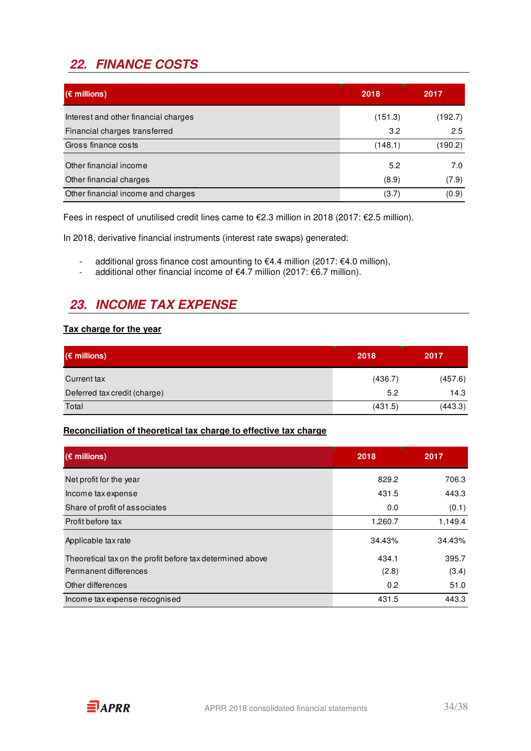## 22. FINANCE COSTS

| (€ millions) | 2018 | 2017 |
|---|---|---|
| Interest and other financial charges | (151.3) | (192.7) |
| Financial charges transferred | 3.2 | 2.5 |
| Gross finance costs | (148.1) | (190.2) |
| Other financial income | 5.2 | 7.0 |
| Other financial charges | (8.9) | (7.9) |
| Other financial income and charges | (3.7) | (0.9) |

Fees in respect of unutilised credit lines came to €2.3 million in 2018 (2017: €2.5 million).

In 2018, derivative financial instruments (interest rate swaps) generated:

- additional gross finance cost amounting to €4.4 million (2017: €4.0 million),
- additional other financial income of €4.7 million (2017: €6.7 million).

## 23. INCOME TAX EXPENSE

**Tax charge for the year**

| (€ millions) | 2018 | 2017 |
|---|---|---|
| Current tax | (436.7) | (457.6) |
| Deferred tax credit (charge) | 5.2 | 14.3 |
| Total | (431.5) | (443.3) |

**Reconciliation of theoretical tax charge to effective tax charge**

| (€ millions) | 2018 | 2017 |
|---|---|---|
| Net profit for the year | 829.2 | 706.3 |
| Income tax expense | 431.5 | 443.3 |
| Share of profit of associates | 0.0 | (0.1) |
| Profit before tax | 1,260.7 | 1,149.4 |
| Applicable tax rate | 34.43% | 34.43% |
| Theoretical tax on the profit before tax determined above | 434.1 | 395.7 |
| Permanent differences | (2.8) | (3.4) |
| Other differences | 0.2 | 51.0 |
| Income tax expense recognised | 431.5 | 443.3 |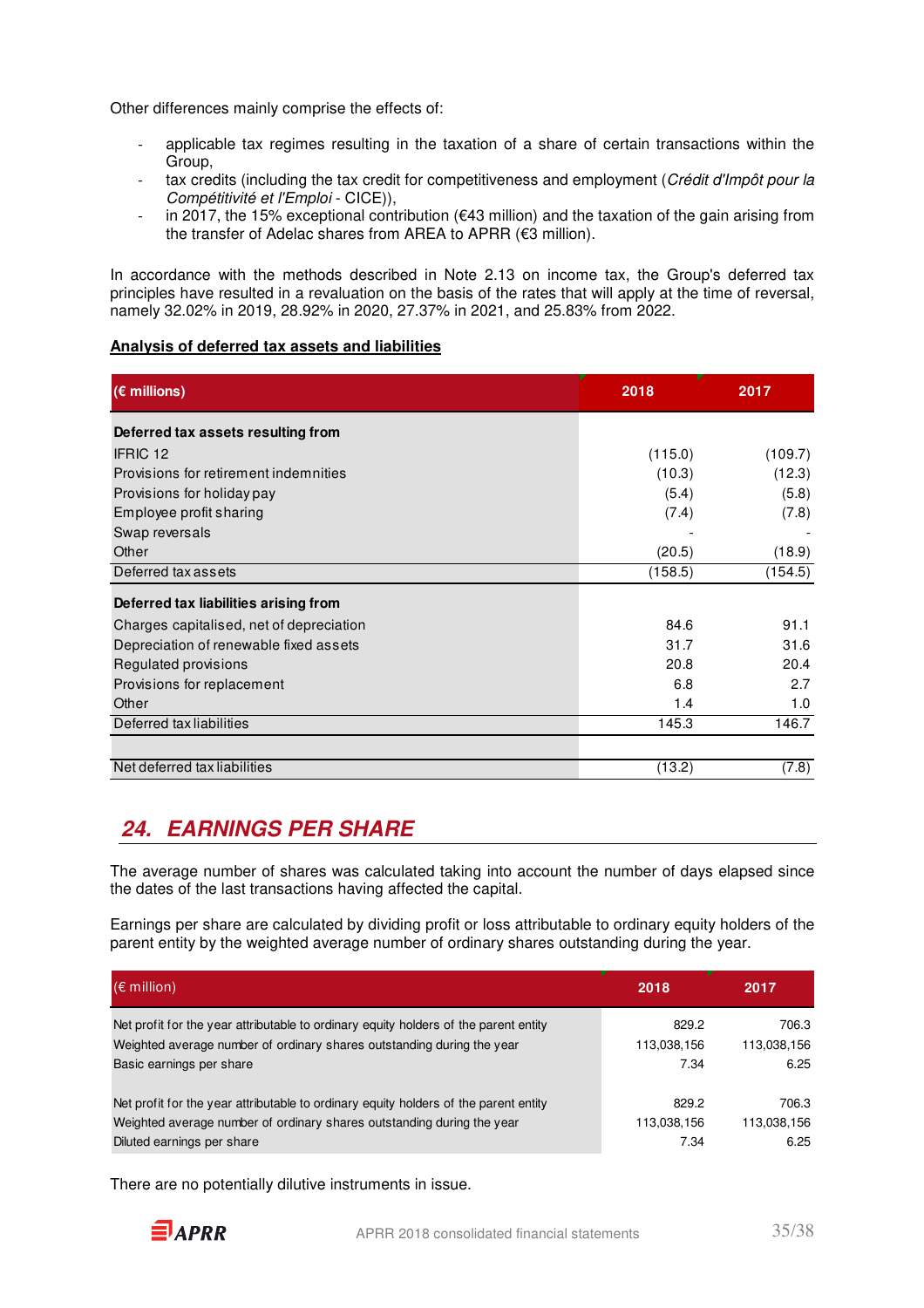Other differences mainly comprise the effects of:

- applicable tax regimes resulting in the taxation of a share of certain transactions within the Group,
- tax credits (including the tax credit for competitiveness and employment (*Crédit d'Impôt pour la Compétitivité et l'Emploi* - CICE)),
- in 2017, the 15% exceptional contribution (€43 million) and the taxation of the gain arising from the transfer of Adelac shares from AREA to APRR (€3 million).

In accordance with the methods described in Note 2.13 on income tax, the Group's deferred tax principles have resulted in a revaluation on the basis of the rates that will apply at the time of reversal, namely 32.02% in 2019, 28.92% in 2020, 27.37% in 2021, and 25.83% from 2022.

**Analysis of deferred tax assets and liabilities**

| (€ millions) | 2018 | 2017 |
|---|---|---|
| **Deferred tax assets resulting from** | | |
| IFRIC 12 | (115.0) | (109.7) |
| Provisions for retirement indemnities | (10.3) | (12.3) |
| Provisions for holiday pay | (5.4) | (5.8) |
| Employee profit sharing | (7.4) | (7.8) |
| Swap reversals | - | - |
| Other | (20.5) | (18.9) |
| Deferred tax assets | (158.5) | (154.5) |
| **Deferred tax liabilities arising from** | | |
| Charges capitalised, net of depreciation | 84.6 | 91.1 |
| Depreciation of renewable fixed assets | 31.7 | 31.6 |
| Regulated provisions | 20.8 | 20.4 |
| Provisions for replacement | 6.8 | 2.7 |
| Other | 1.4 | 1.0 |
| Deferred tax liabilities | 145.3 | 146.7 |
| | | |
| Net deferred tax liabilities | (13.2) | (7.8) |

## 24. EARNINGS PER SHARE

The average number of shares was calculated taking into account the number of days elapsed since the dates of the last transactions having affected the capital.

Earnings per share are calculated by dividing profit or loss attributable to ordinary equity holders of the parent entity by the weighted average number of ordinary shares outstanding during the year.

| (€ million) | 2018 | 2017 |
|---|---|---|
| Net profit for the year attributable to ordinary equity holders of the parent entity | 829.2 | 706.3 |
| Weighted average number of ordinary shares outstanding during the year | 113,038,156 | 113,038,156 |
| Basic earnings per share | 7.34 | 6.25 |
| | | |
| Net profit for the year attributable to ordinary equity holders of the parent entity | 829.2 | 706.3 |
| Weighted average number of ordinary shares outstanding during the year | 113,038,156 | 113,038,156 |
| Diluted earnings per share | 7.34 | 6.25 |

There are no potentially dilutive instruments in issue.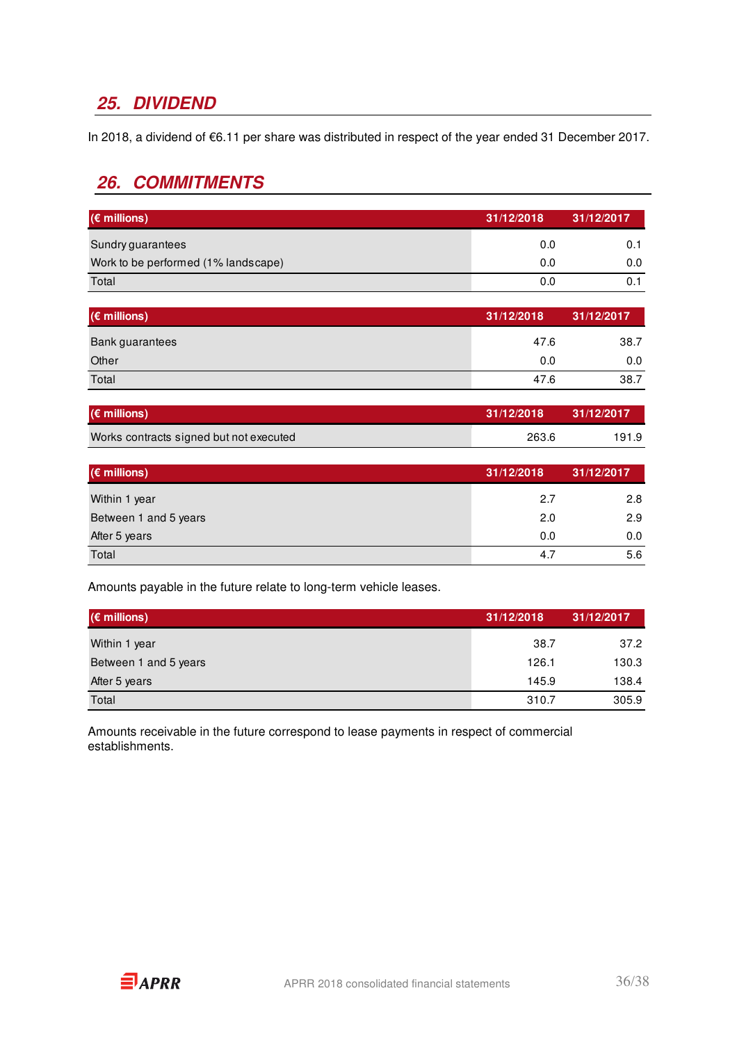## 25. DIVIDEND

In 2018, a dividend of €6.11 per share was distributed in respect of the year ended 31 December 2017.

## 26. COMMITMENTS

| (€ millions) | 31/12/2018 | 31/12/2017 |
|---|---|---|
| Sundry guarantees | 0.0 | 0.1 |
| Work to be performed (1% landscape) | 0.0 | 0.0 |
| Total | 0.0 | 0.1 |

| (€ millions) | 31/12/2018 | 31/12/2017 |
|---|---|---|
| Bank guarantees | 47.6 | 38.7 |
| Other | 0.0 | 0.0 |
| Total | 47.6 | 38.7 |

| (€ millions) | 31/12/2018 | 31/12/2017 |
|---|---|---|
| Works contracts signed but not executed | 263.6 | 191.9 |

| (€ millions) | 31/12/2018 | 31/12/2017 |
|---|---|---|
| Within 1 year | 2.7 | 2.8 |
| Between 1 and 5 years | 2.0 | 2.9 |
| After 5 years | 0.0 | 0.0 |
| Total | 4.7 | 5.6 |

Amounts payable in the future relate to long-term vehicle leases.

| (€ millions) | 31/12/2018 | 31/12/2017 |
|---|---|---|
| Within 1 year | 38.7 | 37.2 |
| Between 1 and 5 years | 126.1 | 130.3 |
| After 5 years | 145.9 | 138.4 |
| Total | 310.7 | 305.9 |

Amounts receivable in the future correspond to lease payments in respect of commercial establishments.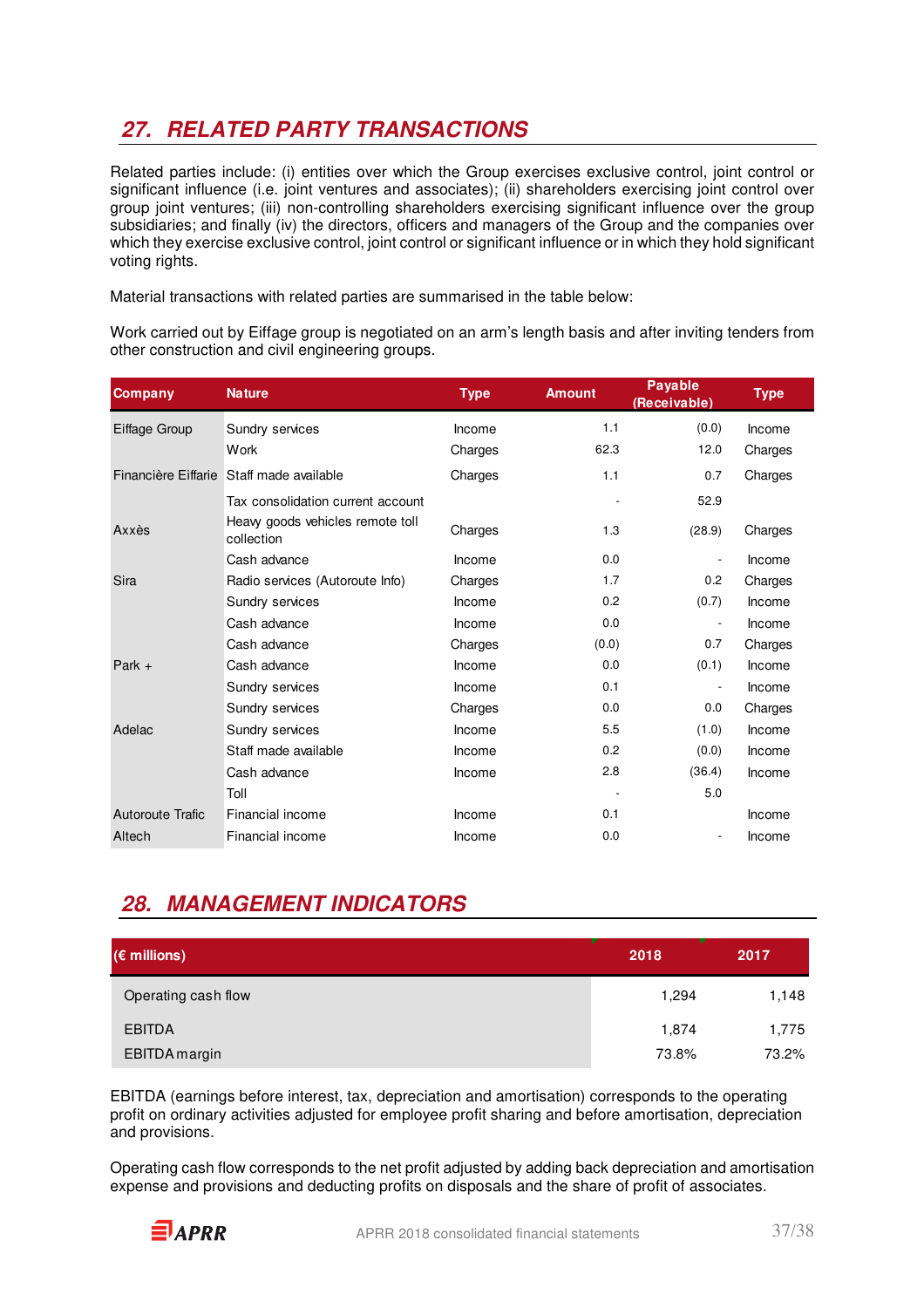## 27. RELATED PARTY TRANSACTIONS

Related parties include: (i) entities over which the Group exercises exclusive control, joint control or significant influence (i.e. joint ventures and associates); (ii) shareholders exercising joint control over group joint ventures; (iii) non-controlling shareholders exercising significant influence over the group subsidiaries; and finally (iv) the directors, officers and managers of the Group and the companies over which they exercise exclusive control, joint control or significant influence or in which they hold significant voting rights.

Material transactions with related parties are summarised in the table below:

Work carried out by Eiffage group is negotiated on an arm's length basis and after inviting tenders from other construction and civil engineering groups.

| Company | Nature | Type | Amount | Payable (Receivable) | Type |
|---|---|---|---|---|---|
| Eiffage Group | Sundry services | Income | 1.1 | (0.0) | Income |
| | Work | Charges | 62.3 | 12.0 | Charges |
| Financière Eiffarie | Staff made available | Charges | 1.1 | 0.7 | Charges |
| | Tax consolidation current account | | - | 52.9 | |
| Axxès | Heavy goods vehicles remote toll collection | Charges | 1.3 | (28.9) | Charges |
| | Cash advance | Income | 0.0 | - | Income |
| Sira | Radio services (Autoroute Info) | Charges | 1.7 | 0.2 | Charges |
| | Sundry services | Income | 0.2 | (0.7) | Income |
| | Cash advance | Income | 0.0 | - | Income |
| | Cash advance | Charges | (0.0) | 0.7 | Charges |
| Park + | Cash advance | Income | 0.0 | (0.1) | Income |
| | Sundry services | Income | 0.1 | - | Income |
| | Sundry services | Charges | 0.0 | 0.0 | Charges |
| Adelac | Sundry services | Income | 5.5 | (1.0) | Income |
| | Staff made available | Income | 0.2 | (0.0) | Income |
| | Cash advance | Income | 2.8 | (36.4) | Income |
| | Toll | | - | 5.0 | |
| Autoroute Trafic | Financial income | Income | 0.1 | | Income |
| Altech | Financial income | Income | 0.0 | - | Income |

## 28. MANAGEMENT INDICATORS

| (€ millions) | 2018 | 2017 |
|---|---|---|
| Operating cash flow | 1,294 | 1,148 |
| EBITDA | 1,874 | 1,775 |
| EBITDA margin | 73.8% | 73.2% |

EBITDA (earnings before interest, tax, depreciation and amortisation) corresponds to the operating profit on ordinary activities adjusted for employee profit sharing and before amortisation, depreciation and provisions.

Operating cash flow corresponds to the net profit adjusted by adding back depreciation and amortisation expense and provisions and deducting profits on disposals and the share of profit of associates.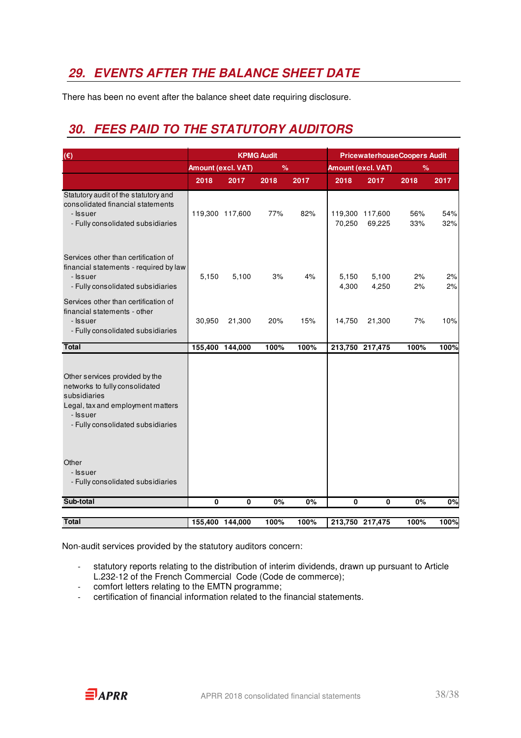## 29. EVENTS AFTER THE BALANCE SHEET DATE

There has been no event after the balance sheet date requiring disclosure.

## 30. FEES PAID TO THE STATUTORY AUDITORS

| (€) | KPMG Audit | | | | PricewaterhouseCoopers Audit | | | |
|---|---|---|---|---|---|---|---|---|
| | Amount (excl. VAT) | | % | | Amount (excl. VAT) | | % | |
| | 2018 | 2017 | 2018 | 2017 | 2018 | 2017 | 2018 | 2017 |
| Statutory audit of the statutory and consolidated financial statements | | | | | | | | |
| - Issuer | 119,300 | 117,600 | 77% | 82% | 119,300 | 117,600 | 56% | 54% |
| - Fully consolidated subsidiaries | | | | | 70,250 | 69,225 | 33% | 32% |
| Services other than certification of financial statements - required by law | | | | | | | | |
| - Issuer | 5,150 | 5,100 | 3% | 4% | 5,150 | 5,100 | 2% | 2% |
| - Fully consolidated subsidiaries | | | | | 4,300 | 4,250 | 2% | 2% |
| Services other than certification of financial statements - other | | | | | | | | |
| - Issuer | 30,950 | 21,300 | 20% | 15% | 14,750 | 21,300 | 7% | 10% |
| - Fully consolidated subsidiaries | | | | | | | | |
| **Total** | **155,400** | **144,000** | **100%** | **100%** | **213,750** | **217,475** | **100%** | **100%** |
| Other services provided by the networks to fully consolidated subsidiaries | | | | | | | | |
| Legal, tax and employment matters | | | | | | | | |
| - Issuer | | | | | | | | |
| - Fully consolidated subsidiaries | | | | | | | | |
| Other | | | | | | | | |
| - Issuer | | | | | | | | |
| - Fully consolidated subsidiaries | | | | | | | | |
| **Sub-total** | **0** | **0** | **0%** | **0%** | **0** | **0** | **0%** | **0%** |
| **Total** | **155,400** | **144,000** | **100%** | **100%** | **213,750** | **217,475** | **100%** | **100%** |

Non-audit services provided by the statutory auditors concern:

- statutory reports relating to the distribution of interim dividends, drawn up pursuant to Article L.232-12 of the French Commercial Code (Code de commerce);
- comfort letters relating to the EMTN programme;
- certification of financial information related to the financial statements.